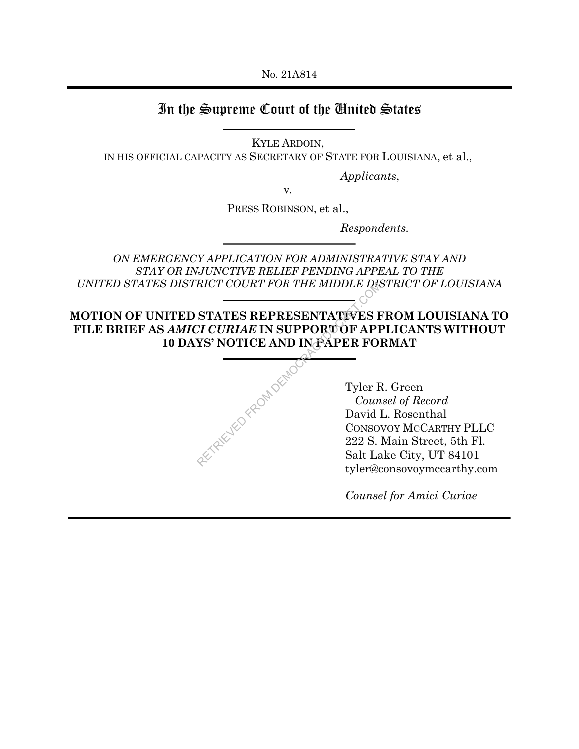No. 21A814

# In the Supreme Court of the United States

KYLE ARDOIN,
IN HIS OFFICIAL CAPACITY AS SECRETARY OF STATE FOR LOUISIANA, et al.,

*Applicants*,

v.

PRESS ROBINSON, et al.,

*Respondents.*

*ON EMERGENCY APPLICATION FOR ADMINISTRATIVE STAY AND STAY OR INJUNCTIVE RELIEF PENDING APPEAL TO THE UNITED STATES DISTRICT COURT FOR THE MIDDLE DISTRICT OF LOUISIANA*

## MOTION OF UNITED STATES REPRESENTATIVES FROM LOUISIANA TO FILE BRIEF AS *AMICI CURIAE* IN SUPPORT OF APPLICANTS WITHOUT 10 DAYS' NOTICE AND IN PAPER FORMAT

Tyler R. Green
*Counsel of Record*
David L. Rosenthal
CONSOVOY MCCARTHY PLLC
222 S. Main Street, 5th Fl.
Salt Lake City, UT 84101
tyler@consovoymccarthy.com

*Counsel for Amici Curiae*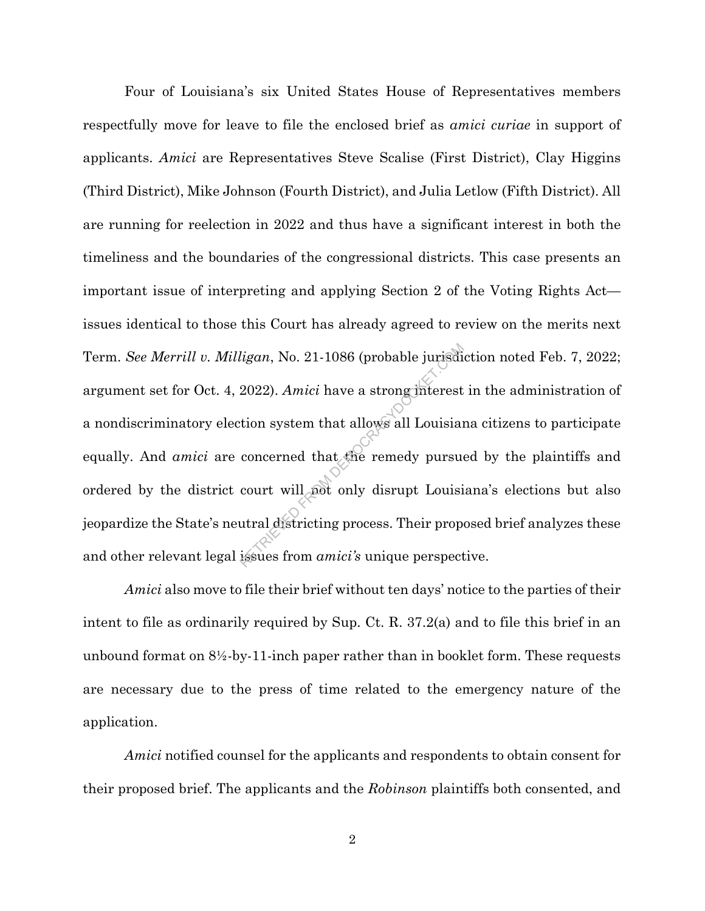Four of Louisiana's six United States House of Representatives members respectfully move for leave to file the enclosed brief as *amici curiae* in support of applicants. *Amici* are Representatives Steve Scalise (First District), Clay Higgins (Third District), Mike Johnson (Fourth District), and Julia Letlow (Fifth District). All are running for reelection in 2022 and thus have a significant interest in both the timeliness and the boundaries of the congressional districts. This case presents an important issue of interpreting and applying Section 2 of the Voting Rights Act—issues identical to those this Court has already agreed to review on the merits next Term. *See Merrill v. Milligan*, No. 21-1086 (probable jurisdiction noted Feb. 7, 2022; argument set for Oct. 4, 2022). *Amici* have a strong interest in the administration of a nondiscriminatory election system that allows all Louisiana citizens to participate equally. And *amici* are concerned that the remedy pursued by the plaintiffs and ordered by the district court will not only disrupt Louisiana's elections but also jeopardize the State's neutral districting process. Their proposed brief analyzes these and other relevant legal issues from *amici's* unique perspective.

*Amici* also move to file their brief without ten days' notice to the parties of their intent to file as ordinarily required by Sup. Ct. R. 37.2(a) and to file this brief in an unbound format on 8½-by-11-inch paper rather than in booklet form. These requests are necessary due to the press of time related to the emergency nature of the application.

*Amici* notified counsel for the applicants and respondents to obtain consent for their proposed brief. The applicants and the *Robinson* plaintiffs both consented, and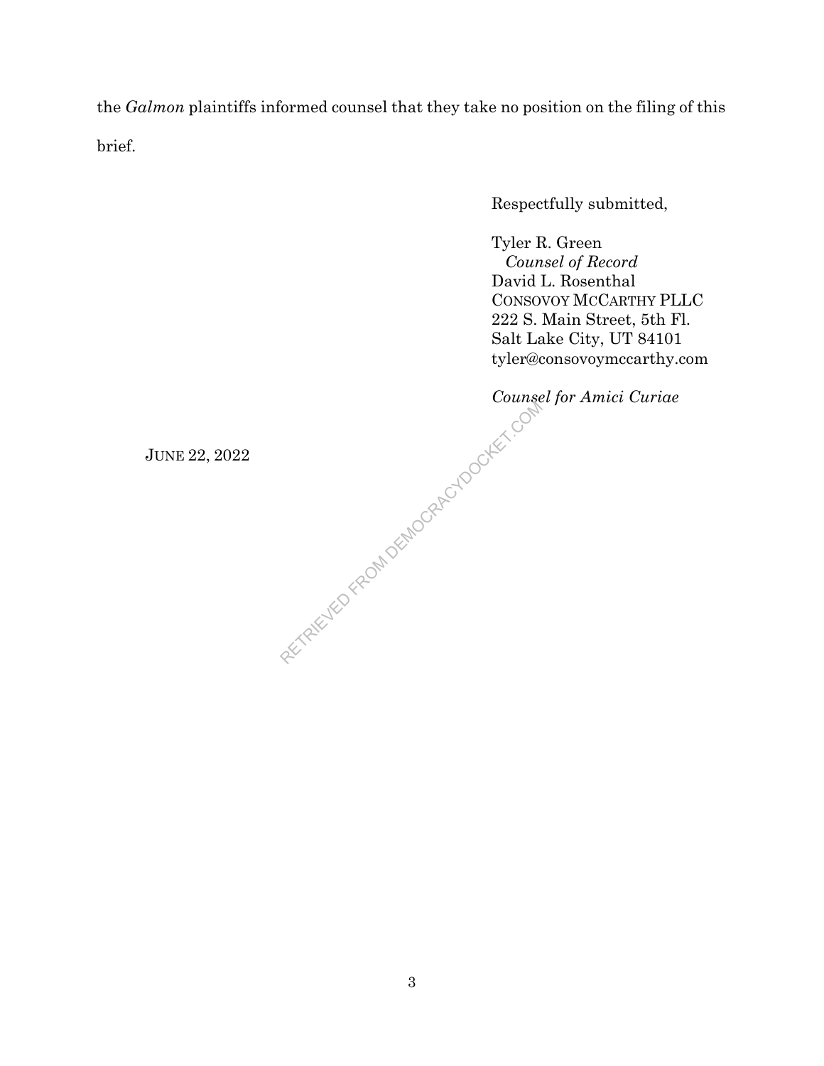the *Galmon* plaintiffs informed counsel that they take no position on the filing of this brief.

Respectfully submitted,

Tyler R. Green
*Counsel of Record*
David L. Rosenthal
CONSOVOY MCCARTHY PLLC
222 S. Main Street, 5th Fl.
Salt Lake City, UT 84101
tyler@consovoymccarthy.com

*Counsel for Amici Curiae*

JUNE 22, 2022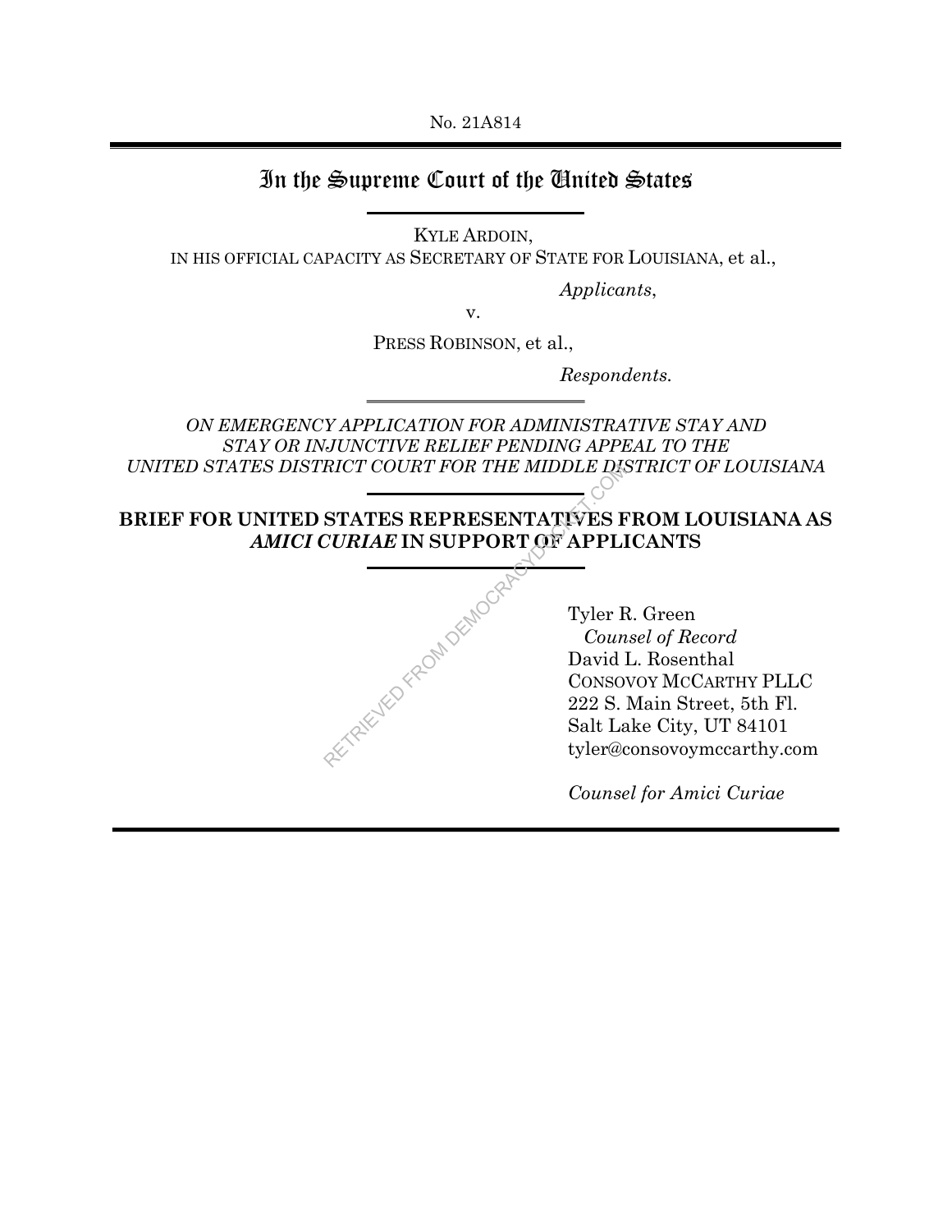No. 21A814

# In the Supreme Court of the United States

KYLE ARDOIN,
IN HIS OFFICIAL CAPACITY AS SECRETARY OF STATE FOR LOUISIANA, et al.,

*Applicants*,

v.

PRESS ROBINSON, et al.,

*Respondents.*

*ON EMERGENCY APPLICATION FOR ADMINISTRATIVE STAY AND STAY OR INJUNCTIVE RELIEF PENDING APPEAL TO THE UNITED STATES DISTRICT COURT FOR THE MIDDLE DISTRICT OF LOUISIANA*

**BRIEF FOR UNITED STATES REPRESENTATIVES FROM LOUISIANA AS *AMICI CURIAE* IN SUPPORT OF APPLICANTS**

Tyler R. Green
*Counsel of Record*
David L. Rosenthal
CONSOVOY MCCARTHY PLLC
222 S. Main Street, 5th Fl.
Salt Lake City, UT 84101
tyler@consovoymccarthy.com

*Counsel for Amici Curiae*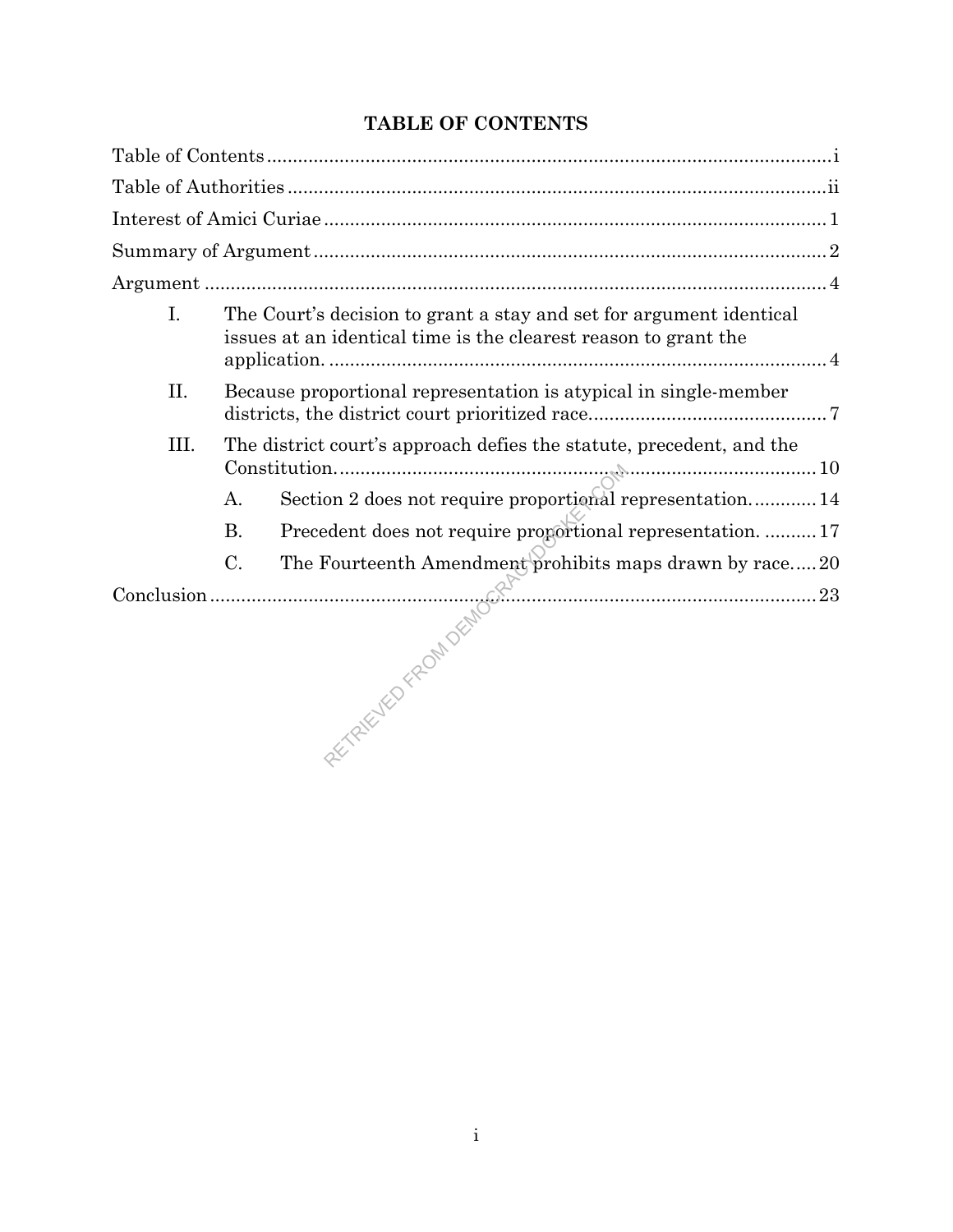## TABLE OF CONTENTS

Table of Contents ........................................................................................................... i

Table of Authorities ....................................................................................................... ii

Interest of Amici Curiae ................................................................................................ 1

Summary of Argument .................................................................................................. 2

Argument ........................................................................................................................ 4

- I. The Court's decision to grant a stay and set for argument identical issues at an identical time is the clearest reason to grant the application. ............................................................................................... 4
- II. Because proportional representation is atypical in single-member districts, the district court prioritized race. .............................................. 7
- III. The district court's approach defies the statute, precedent, and the Constitution. ............................................................................................ 10
  - A. Section 2 does not require proportional representation. ........... 14
  - B. Precedent does not require proportional representation. .......... 17
  - C. The Fourteenth Amendment prohibits maps drawn by race..... 20

Conclusion ..................................................................................................................... 23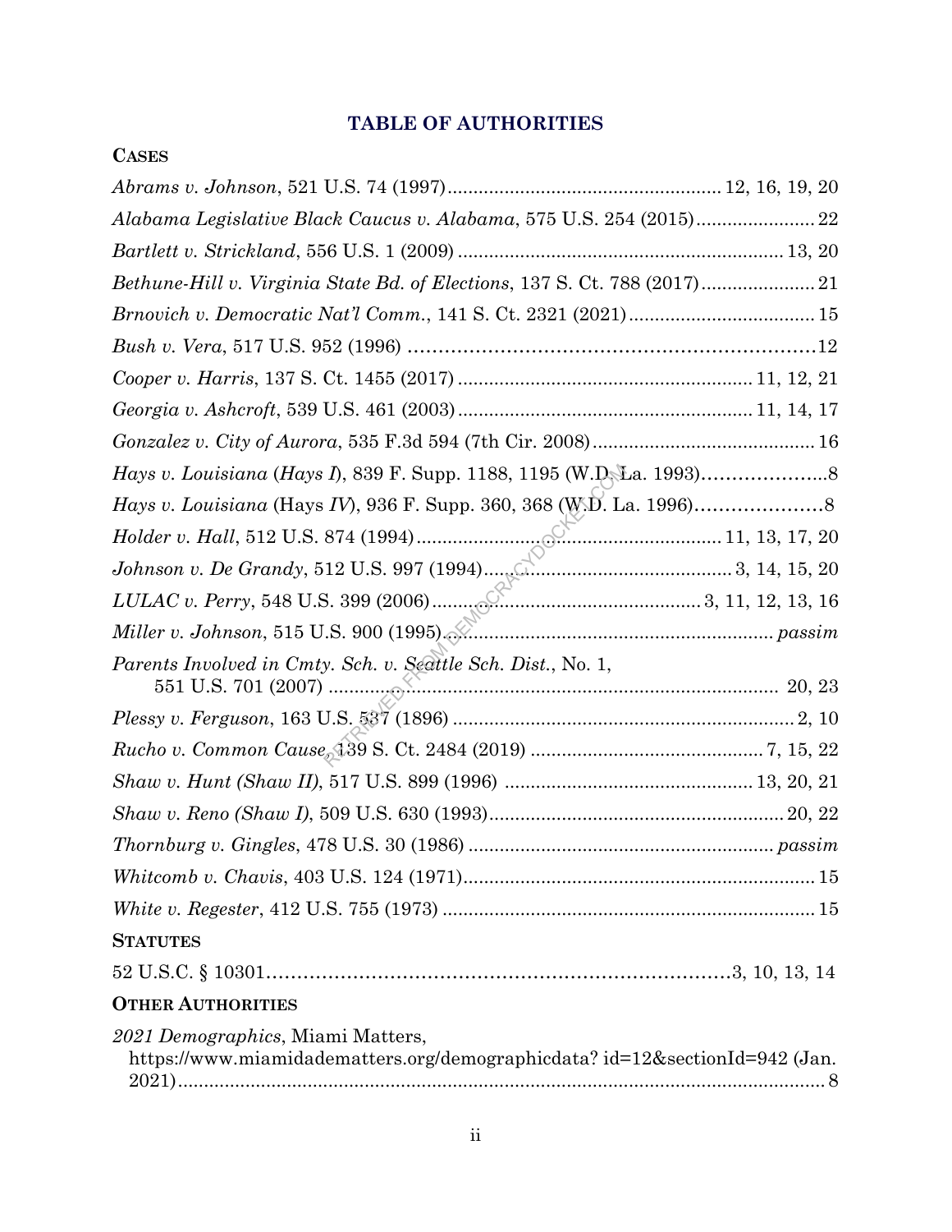## TABLE OF AUTHORITIES

**CASES**

*Abrams v. Johnson*, 521 U.S. 74 (1997) .......... 12, 16, 19, 20

*Alabama Legislative Black Caucus v. Alabama*, 575 U.S. 254 (2015) .......... 22

*Bartlett v. Strickland*, 556 U.S. 1 (2009) .......... 13, 20

*Bethune-Hill v. Virginia State Bd. of Elections*, 137 S. Ct. 788 (2017) .......... 21

*Brnovich v. Democratic Nat'l Comm.*, 141 S. Ct. 2321 (2021) .......... 15

*Bush v. Vera*, 517 U.S. 952 (1996) .......... 12

*Cooper v. Harris*, 137 S. Ct. 1455 (2017) .......... 11, 12, 21

*Georgia v. Ashcroft*, 539 U.S. 461 (2003) .......... 11, 14, 17

*Gonzalez v. City of Aurora*, 535 F.3d 594 (7th Cir. 2008) .......... 16

*Hays v. Louisiana* (*Hays I*), 839 F. Supp. 1188, 1195 (W.D. La. 1993) .......... 8

*Hays v. Louisiana* (Hays *IV*), 936 F. Supp. 360, 368 (W.D. La. 1996) .......... 8

*Holder v. Hall*, 512 U.S. 874 (1994) .......... 11, 13, 17, 20

*Johnson v. De Grandy*, 512 U.S. 997 (1994) .......... 3, 14, 15, 20

*LULAC v. Perry*, 548 U.S. 399 (2006) .......... 3, 11, 12, 13, 16

*Miller v. Johnson*, 515 U.S. 900 (1995) .......... *passim*

*Parents Involved in Cmty. Sch. v. Seattle Sch. Dist.*, No. 1, 551 U.S. 701 (2007) .......... 20, 23

*Plessy v. Ferguson*, 163 U.S. 537 (1896) .......... 2, 10

*Rucho v. Common Cause*, 139 S. Ct. 2484 (2019) .......... 7, 15, 22

*Shaw v. Hunt (Shaw II)*, 517 U.S. 899 (1996) .......... 13, 20, 21

*Shaw v. Reno (Shaw I)*, 509 U.S. 630 (1993) .......... 20, 22

*Thornburg v. Gingles*, 478 U.S. 30 (1986) .......... *passim*

*Whitcomb v. Chavis*, 403 U.S. 124 (1971) .......... 15

*White v. Regester*, 412 U.S. 755 (1973) .......... 15

**STATUTES**

52 U.S.C. § 10301 .......... 3, 10, 13, 14

**OTHER AUTHORITIES**

*2021 Demographics*, Miami Matters, https://www.miamidadematters.org/demographicdata? id=12&sectionId=942 (Jan. 2021) .......... 8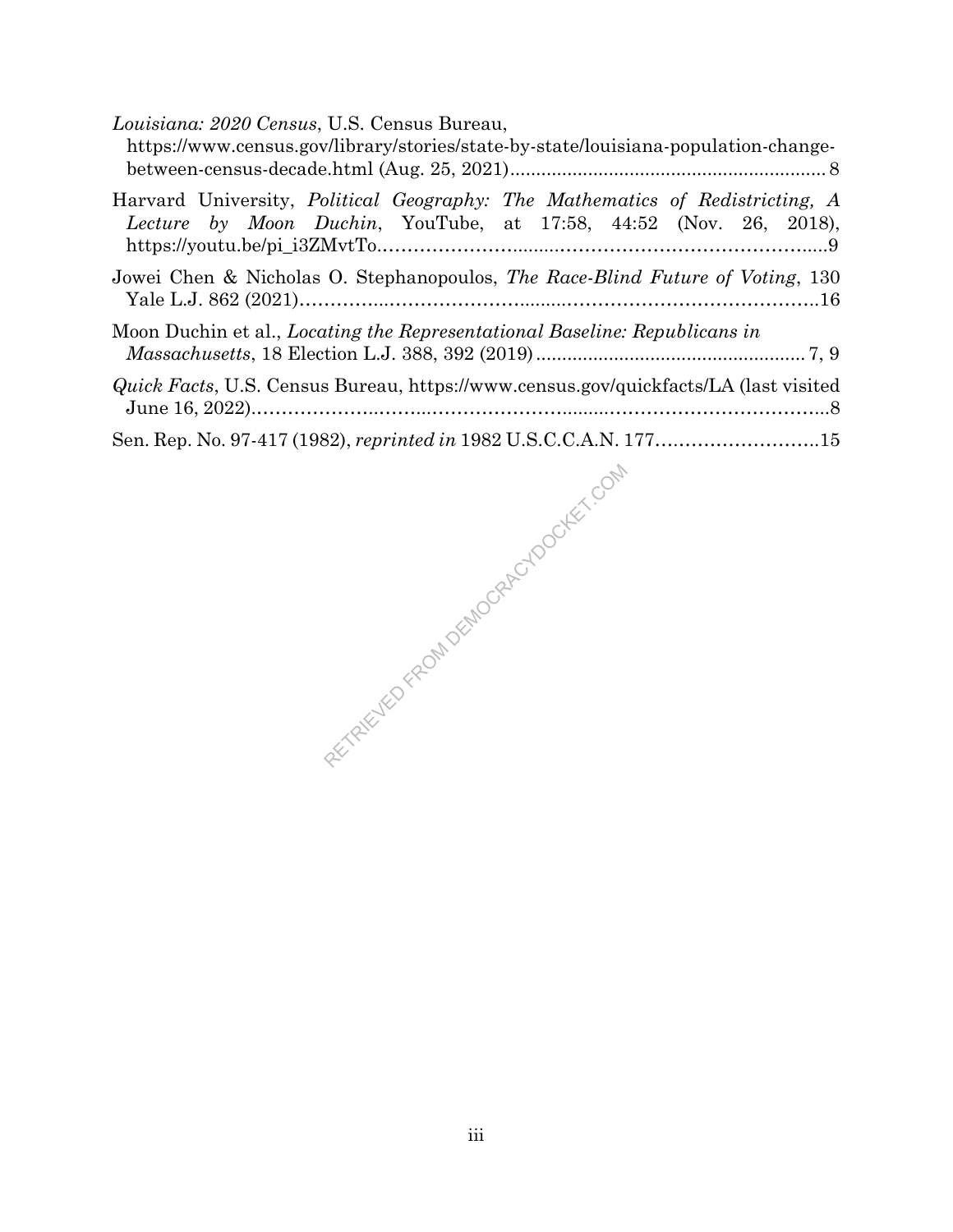*Louisiana: 2020 Census*, U.S. Census Bureau, https://www.census.gov/library/stories/state-by-state/louisiana-population-change-between-census-decade.html (Aug. 25, 2021)............................................................. 8

Harvard University, *Political Geography: The Mathematics of Redistricting, A Lecture by Moon Duchin*, YouTube, at 17:58, 44:52 (Nov. 26, 2018), https://youtu.be/pi_i3ZMvtTo…………………......………………………………….....9

Jowei Chen & Nicholas O. Stephanopoulos, *The Race-Blind Future of Voting*, 130 Yale L.J. 862 (2021)…………..…………………......……………………………….16

Moon Duchin et al., *Locating the Representational Baseline: Republicans in Massachusetts*, 18 Election L.J. 388, 392 (2019) .................................................... 7, 9

*Quick Facts*, U.S. Census Bureau, https://www.census.gov/quickfacts/LA (last visited June 16, 2022)…………….…….…………………......…………………………….....8

Sen. Rep. No. 97-417 (1982), *reprinted in* 1982 U.S.C.C.A.N. 177……………………..15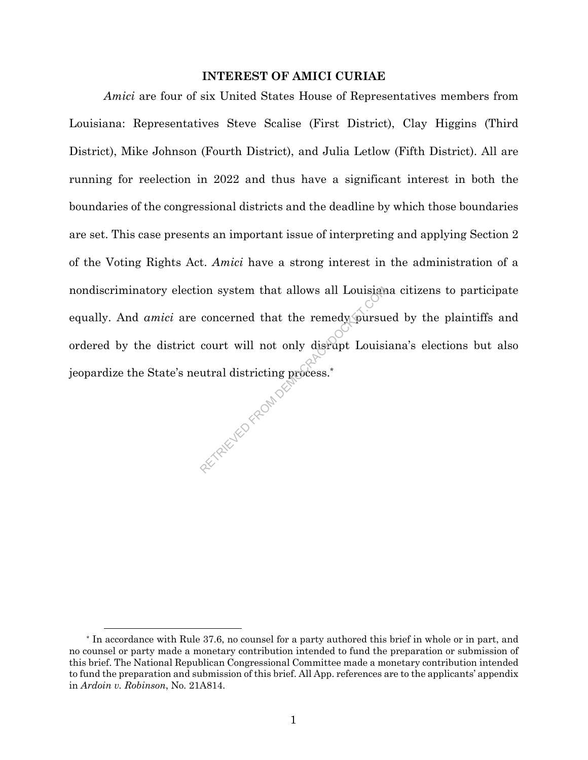## INTEREST OF AMICI CURIAE

*Amici* are four of six United States House of Representatives members from Louisiana: Representatives Steve Scalise (First District), Clay Higgins (Third District), Mike Johnson (Fourth District), and Julia Letlow (Fifth District). All are running for reelection in 2022 and thus have a significant interest in both the boundaries of the congressional districts and the deadline by which those boundaries are set. This case presents an important issue of interpreting and applying Section 2 of the Voting Rights Act. *Amici* have a strong interest in the administration of a nondiscriminatory election system that allows all Louisiana citizens to participate equally. And *amici* are concerned that the remedy pursued by the plaintiffs and ordered by the district court will not only disrupt Louisiana's elections but also jeopardize the State's neutral districting process.*

---

* In accordance with Rule 37.6, no counsel for a party authored this brief in whole or in part, and no counsel or party made a monetary contribution intended to fund the preparation or submission of this brief. The National Republican Congressional Committee made a monetary contribution intended to fund the preparation and submission of this brief. All App. references are to the applicants' appendix in *Ardoin v. Robinson*, No. 21A814.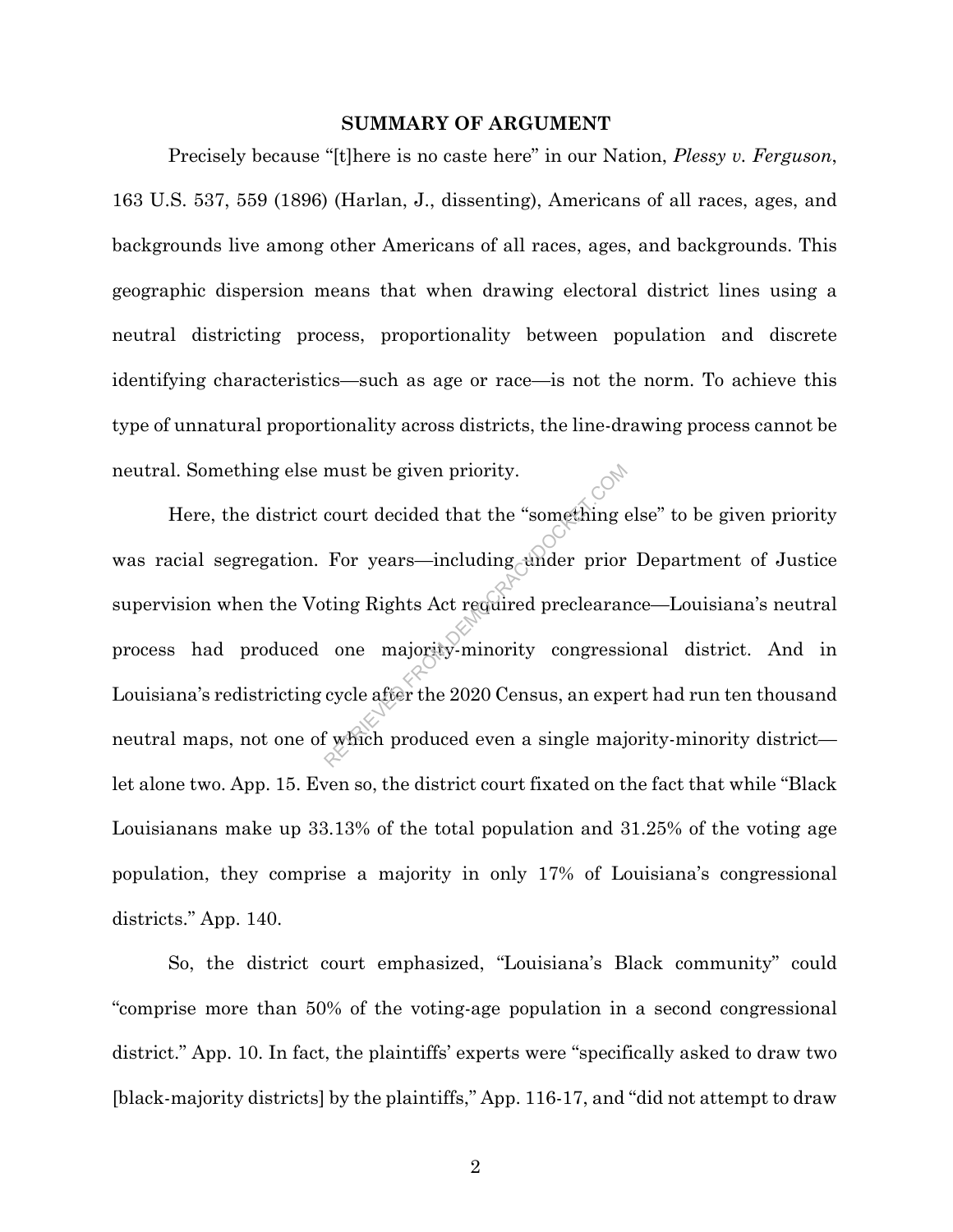## SUMMARY OF ARGUMENT

Precisely because "[t]here is no caste here" in our Nation, *Plessy v. Ferguson*, 163 U.S. 537, 559 (1896) (Harlan, J., dissenting), Americans of all races, ages, and backgrounds live among other Americans of all races, ages, and backgrounds. This geographic dispersion means that when drawing electoral district lines using a neutral districting process, proportionality between population and discrete identifying characteristics—such as age or race—is not the norm. To achieve this type of unnatural proportionality across districts, the line-drawing process cannot be neutral. Something else must be given priority.

Here, the district court decided that the "something else" to be given priority was racial segregation. For years—including under prior Department of Justice supervision when the Voting Rights Act required preclearance—Louisiana's neutral process had produced one majority-minority congressional district. And in Louisiana's redistricting cycle after the 2020 Census, an expert had run ten thousand neutral maps, not one of which produced even a single majority-minority district—let alone two. App. 15. Even so, the district court fixated on the fact that while "Black Louisianans make up 33.13% of the total population and 31.25% of the voting age population, they comprise a majority in only 17% of Louisiana's congressional districts." App. 140.

So, the district court emphasized, "Louisiana's Black community" could "comprise more than 50% of the voting-age population in a second congressional district." App. 10. In fact, the plaintiffs' experts were "specifically asked to draw two [black-majority districts] by the plaintiffs," App. 116-17, and "did not attempt to draw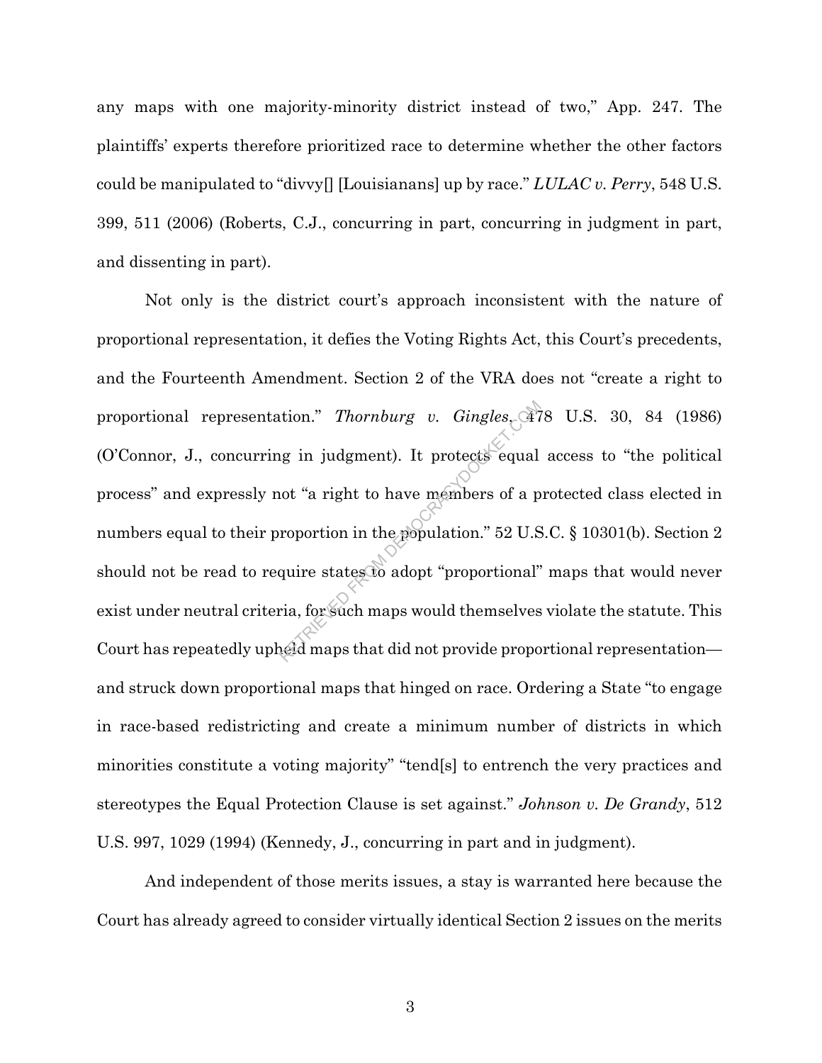any maps with one majority-minority district instead of two," App. 247. The plaintiffs' experts therefore prioritized race to determine whether the other factors could be manipulated to "divvy[] [Louisianans] up by race." *LULAC v. Perry*, 548 U.S. 399, 511 (2006) (Roberts, C.J., concurring in part, concurring in judgment in part, and dissenting in part).

Not only is the district court's approach inconsistent with the nature of proportional representation, it defies the Voting Rights Act, this Court's precedents, and the Fourteenth Amendment. Section 2 of the VRA does not "create a right to proportional representation." *Thornburg v. Gingles*, 478 U.S. 30, 84 (1986) (O'Connor, J., concurring in judgment). It protects equal access to "the political process" and expressly not "a right to have members of a protected class elected in numbers equal to their proportion in the population." 52 U.S.C. § 10301(b). Section 2 should not be read to require states to adopt "proportional" maps that would never exist under neutral criteria, for such maps would themselves violate the statute. This Court has repeatedly upheld maps that did not provide proportional representation—and struck down proportional maps that hinged on race. Ordering a State "to engage in race-based redistricting and create a minimum number of districts in which minorities constitute a voting majority" "tend[s] to entrench the very practices and stereotypes the Equal Protection Clause is set against." *Johnson v. De Grandy*, 512 U.S. 997, 1029 (1994) (Kennedy, J., concurring in part and in judgment).

And independent of those merits issues, a stay is warranted here because the Court has already agreed to consider virtually identical Section 2 issues on the merits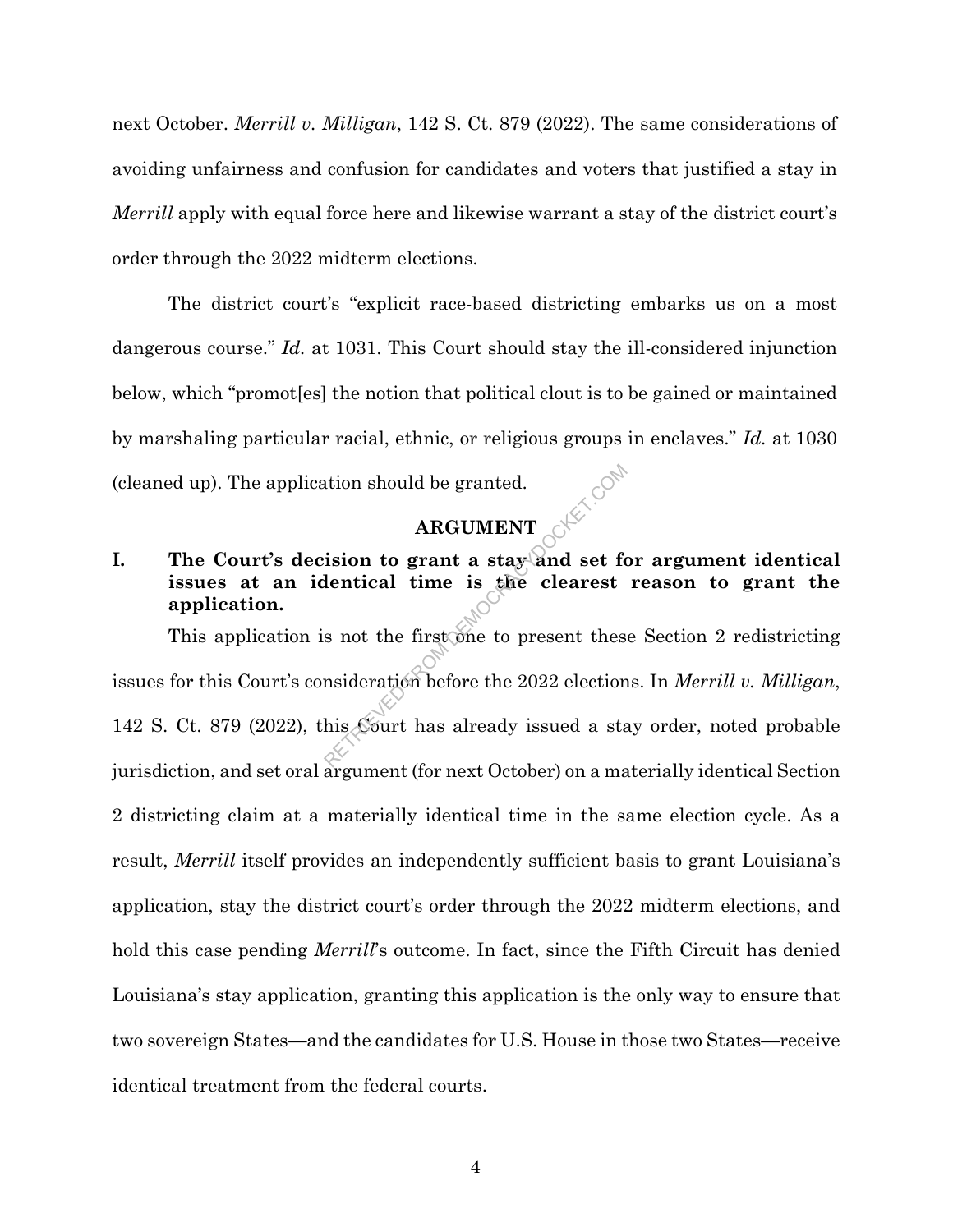next October. *Merrill v. Milligan*, 142 S. Ct. 879 (2022). The same considerations of avoiding unfairness and confusion for candidates and voters that justified a stay in *Merrill* apply with equal force here and likewise warrant a stay of the district court's order through the 2022 midterm elections.

The district court's "explicit race-based districting embarks us on a most dangerous course." *Id.* at 1031. This Court should stay the ill-considered injunction below, which "promot[es] the notion that political clout is to be gained or maintained by marshaling particular racial, ethnic, or religious groups in enclaves." *Id.* at 1030 (cleaned up). The application should be granted.

## ARGUMENT

### I. The Court's decision to grant a stay and set for argument identical issues at an identical time is the clearest reason to grant the application.

This application is not the first one to present these Section 2 redistricting issues for this Court's consideration before the 2022 elections. In *Merrill v. Milligan*, 142 S. Ct. 879 (2022), this Court has already issued a stay order, noted probable jurisdiction, and set oral argument (for next October) on a materially identical Section 2 districting claim at a materially identical time in the same election cycle. As a result, *Merrill* itself provides an independently sufficient basis to grant Louisiana's application, stay the district court's order through the 2022 midterm elections, and hold this case pending *Merrill*'s outcome. In fact, since the Fifth Circuit has denied Louisiana's stay application, granting this application is the only way to ensure that two sovereign States—and the candidates for U.S. House in those two States—receive identical treatment from the federal courts.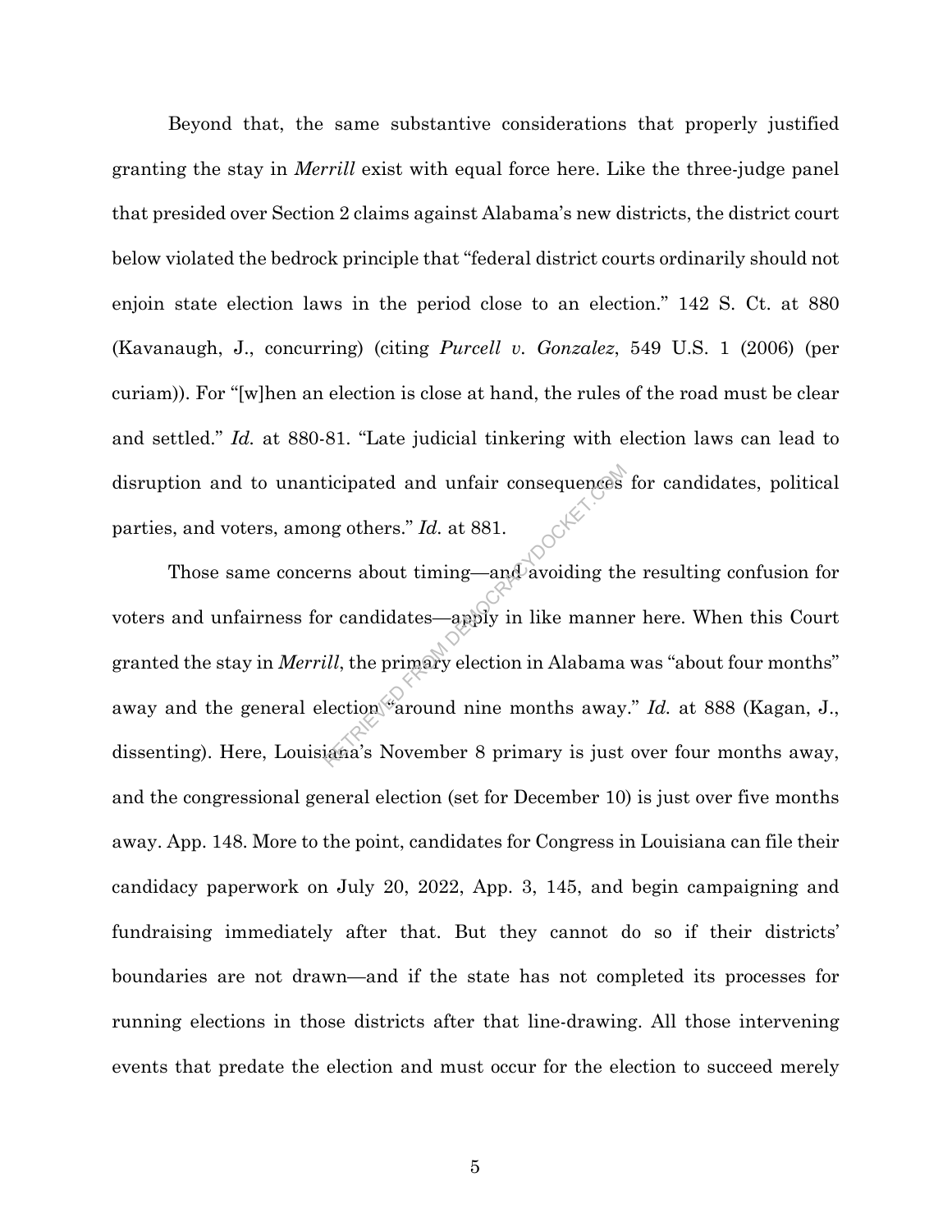Beyond that, the same substantive considerations that properly justified granting the stay in *Merrill* exist with equal force here. Like the three-judge panel that presided over Section 2 claims against Alabama's new districts, the district court below violated the bedrock principle that "federal district courts ordinarily should not enjoin state election laws in the period close to an election." 142 S. Ct. at 880 (Kavanaugh, J., concurring) (citing *Purcell v. Gonzalez*, 549 U.S. 1 (2006) (per curiam)). For "[w]hen an election is close at hand, the rules of the road must be clear and settled." *Id.* at 880-81. "Late judicial tinkering with election laws can lead to disruption and to unanticipated and unfair consequences for candidates, political parties, and voters, among others." *Id.* at 881.

Those same concerns about timing—and avoiding the resulting confusion for voters and unfairness for candidates—apply in like manner here. When this Court granted the stay in *Merrill*, the primary election in Alabama was "about four months" away and the general election "around nine months away." *Id.* at 888 (Kagan, J., dissenting). Here, Louisiana's November 8 primary is just over four months away, and the congressional general election (set for December 10) is just over five months away. App. 148. More to the point, candidates for Congress in Louisiana can file their candidacy paperwork on July 20, 2022, App. 3, 145, and begin campaigning and fundraising immediately after that. But they cannot do so if their districts' boundaries are not drawn—and if the state has not completed its processes for running elections in those districts after that line-drawing. All those intervening events that predate the election and must occur for the election to succeed merely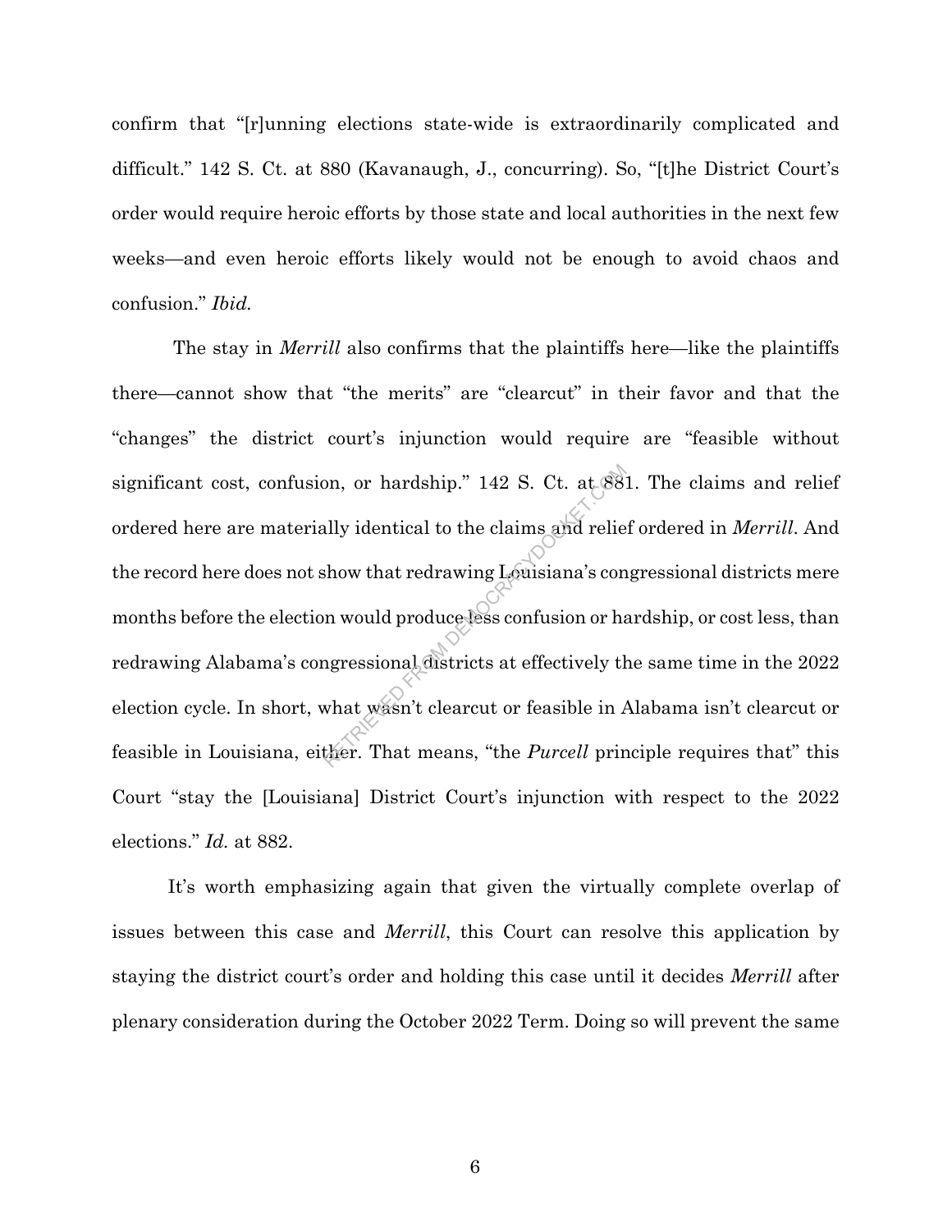confirm that "[r]unning elections state-wide is extraordinarily complicated and difficult." 142 S. Ct. at 880 (Kavanaugh, J., concurring). So, "[t]he District Court's order would require heroic efforts by those state and local authorities in the next few weeks—and even heroic efforts likely would not be enough to avoid chaos and confusion." *Ibid.*

The stay in *Merrill* also confirms that the plaintiffs here—like the plaintiffs there—cannot show that "the merits" are "clearcut" in their favor and that the "changes" the district court's injunction would require are "feasible without significant cost, confusion, or hardship." 142 S. Ct. at 881. The claims and relief ordered here are materially identical to the claims and relief ordered in *Merrill*. And the record here does not show that redrawing Louisiana's congressional districts mere months before the election would produce less confusion or hardship, or cost less, than redrawing Alabama's congressional districts at effectively the same time in the 2022 election cycle. In short, what wasn't clearcut or feasible in Alabama isn't clearcut or feasible in Louisiana, either. That means, "the *Purcell* principle requires that" this Court "stay the [Louisiana] District Court's injunction with respect to the 2022 elections." *Id.* at 882.

It's worth emphasizing again that given the virtually complete overlap of issues between this case and *Merrill*, this Court can resolve this application by staying the district court's order and holding this case until it decides *Merrill* after plenary consideration during the October 2022 Term. Doing so will prevent the same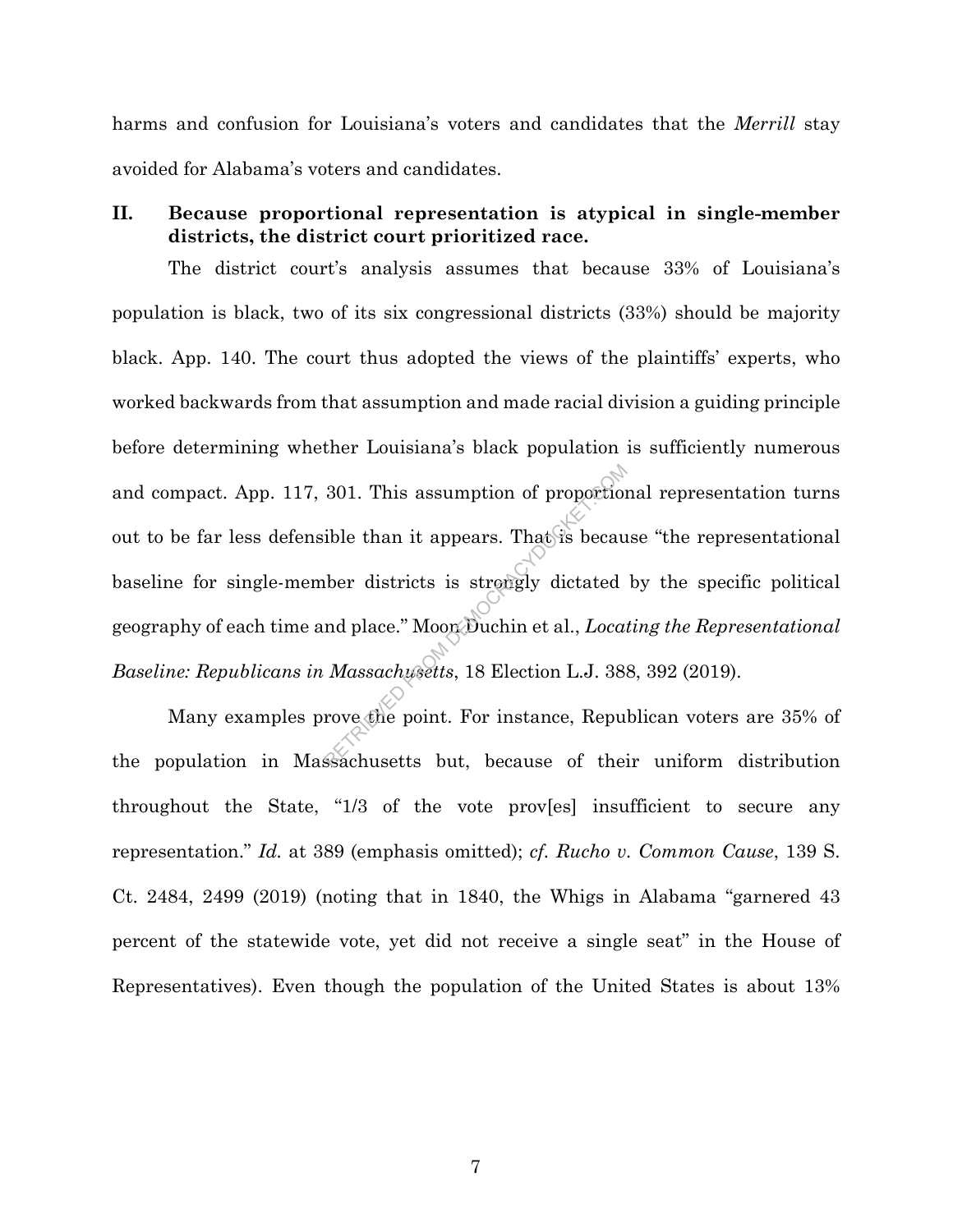harms and confusion for Louisiana's voters and candidates that the *Merrill* stay avoided for Alabama's voters and candidates.

## II. Because proportional representation is atypical in single-member districts, the district court prioritized race.

The district court's analysis assumes that because 33% of Louisiana's population is black, two of its six congressional districts (33%) should be majority black. App. 140. The court thus adopted the views of the plaintiffs' experts, who worked backwards from that assumption and made racial division a guiding principle before determining whether Louisiana's black population is sufficiently numerous and compact. App. 117, 301. This assumption of proportional representation turns out to be far less defensible than it appears. That is because "the representational baseline for single-member districts is strongly dictated by the specific political geography of each time and place." Moon Duchin et al., *Locating the Representational Baseline: Republicans in Massachusetts*, 18 Election L.J. 388, 392 (2019).

Many examples prove the point. For instance, Republican voters are 35% of the population in Massachusetts but, because of their uniform distribution throughout the State, "1/3 of the vote prov[es] insufficient to secure any representation." *Id.* at 389 (emphasis omitted); *cf. Rucho v. Common Cause*, 139 S. Ct. 2484, 2499 (2019) (noting that in 1840, the Whigs in Alabama "garnered 43 percent of the statewide vote, yet did not receive a single seat" in the House of Representatives). Even though the population of the United States is about 13%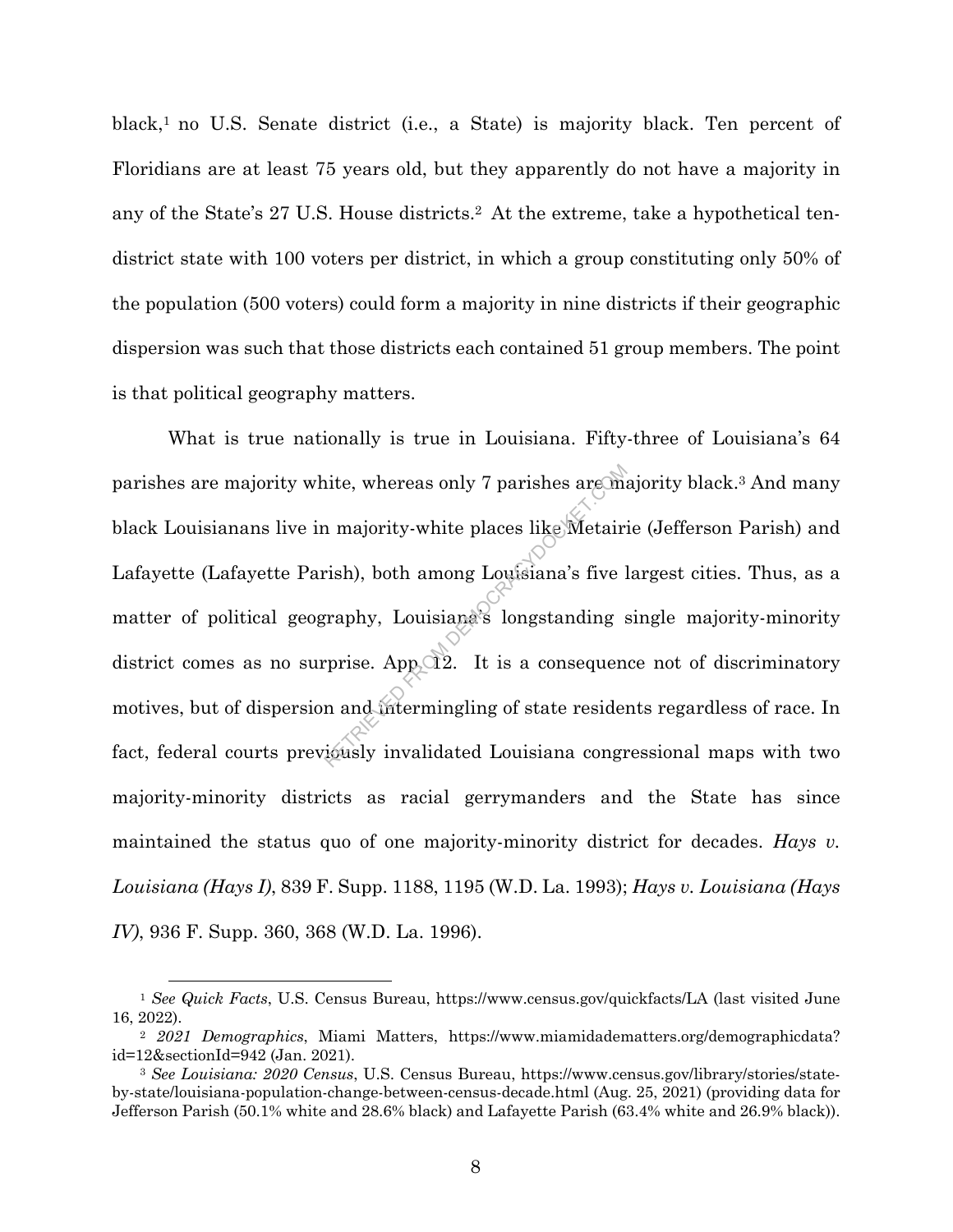black,[1] no U.S. Senate district (i.e., a State) is majority black. Ten percent of Floridians are at least 75 years old, but they apparently do not have a majority in any of the State's 27 U.S. House districts.[2] At the extreme, take a hypothetical ten-district state with 100 voters per district, in which a group constituting only 50% of the population (500 voters) could form a majority in nine districts if their geographic dispersion was such that those districts each contained 51 group members. The point is that political geography matters.

What is true nationally is true in Louisiana. Fifty-three of Louisiana's 64 parishes are majority white, whereas only 7 parishes are majority black.[3] And many black Louisianans live in majority-white places like Metairie (Jefferson Parish) and Lafayette (Lafayette Parish), both among Louisiana's five largest cities. Thus, as a matter of political geography, Louisiana's longstanding single majority-minority district comes as no surprise. App. 12. It is a consequence not of discriminatory motives, but of dispersion and intermingling of state residents regardless of race. In fact, federal courts previously invalidated Louisiana congressional maps with two majority-minority districts as racial gerrymanders and the State has since maintained the status quo of one majority-minority district for decades. *Hays v. Louisiana (Hays I)*, 839 F. Supp. 1188, 1195 (W.D. La. 1993); *Hays v. Louisiana (Hays IV)*, 936 F. Supp. 360, 368 (W.D. La. 1996).

---

[1] *See Quick Facts*, U.S. Census Bureau, https://www.census.gov/quickfacts/LA (last visited June 16, 2022).

[2] *2021 Demographics*, Miami Matters, https://www.miamidadematters.org/demographicdata?id=12&sectionId=942 (Jan. 2021).

[3] *See Louisiana: 2020 Census*, U.S. Census Bureau, https://www.census.gov/library/stories/state-by-state/louisiana-population-change-between-census-decade.html (Aug. 25, 2021) (providing data for Jefferson Parish (50.1% white and 28.6% black) and Lafayette Parish (63.4% white and 26.9% black)).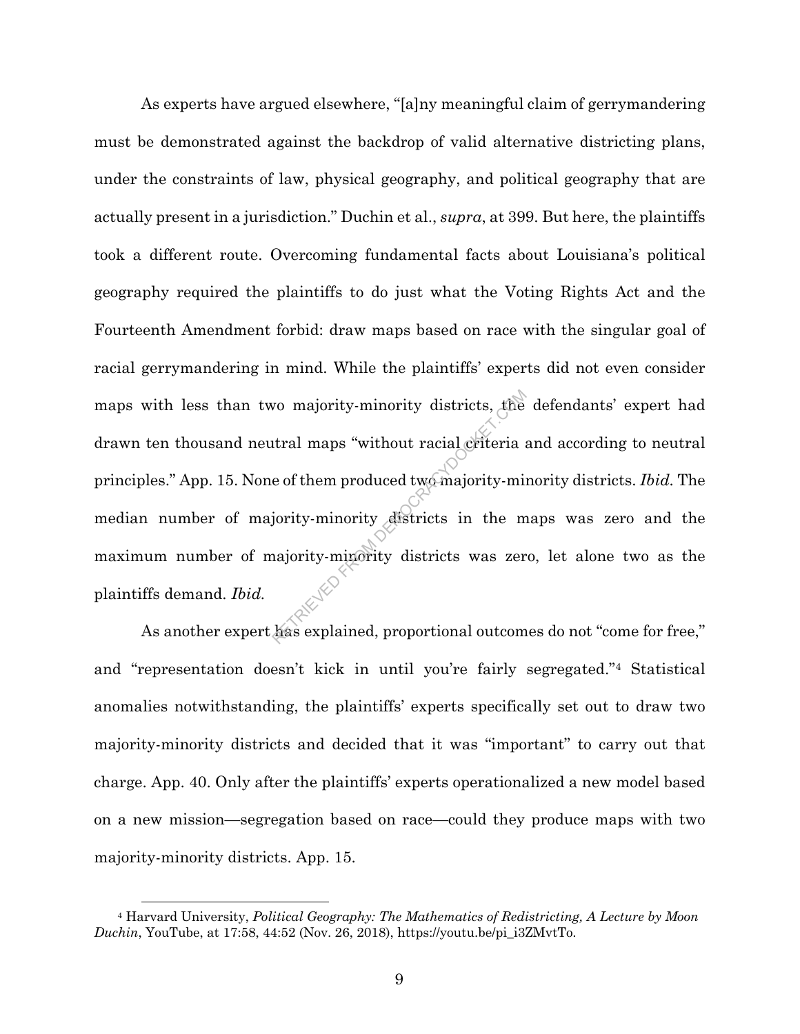As experts have argued elsewhere, "[a]ny meaningful claim of gerrymandering must be demonstrated against the backdrop of valid alternative districting plans, under the constraints of law, physical geography, and political geography that are actually present in a jurisdiction." Duchin et al., *supra*, at 399. But here, the plaintiffs took a different route. Overcoming fundamental facts about Louisiana's political geography required the plaintiffs to do just what the Voting Rights Act and the Fourteenth Amendment forbid: draw maps based on race with the singular goal of racial gerrymandering in mind. While the plaintiffs' experts did not even consider maps with less than two majority-minority districts, the defendants' expert had drawn ten thousand neutral maps "without racial criteria and according to neutral principles." App. 15. None of them produced two majority-minority districts. *Ibid.* The median number of majority-minority districts in the maps was zero and the maximum number of majority-minority districts was zero, let alone two as the plaintiffs demand. *Ibid.*

As another expert has explained, proportional outcomes do not "come for free," and "representation doesn't kick in until you're fairly segregated."[4] Statistical anomalies notwithstanding, the plaintiffs' experts specifically set out to draw two majority-minority districts and decided that it was "important" to carry out that charge. App. 40. Only after the plaintiffs' experts operationalized a new model based on a new mission—segregation based on race—could they produce maps with two majority-minority districts. App. 15.

[4] Harvard University, *Political Geography: The Mathematics of Redistricting, A Lecture by Moon Duchin*, YouTube, at 17:58, 44:52 (Nov. 26, 2018), https://youtu.be/pi_i3ZMvtTo.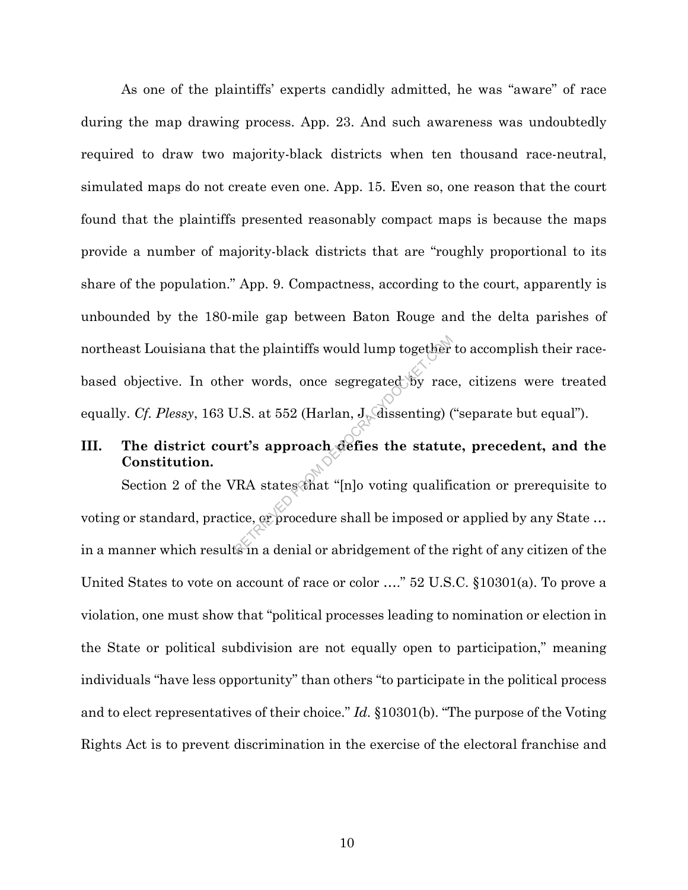As one of the plaintiffs' experts candidly admitted, he was "aware" of race during the map drawing process. App. 23. And such awareness was undoubtedly required to draw two majority-black districts when ten thousand race-neutral, simulated maps do not create even one. App. 15. Even so, one reason that the court found that the plaintiffs presented reasonably compact maps is because the maps provide a number of majority-black districts that are "roughly proportional to its share of the population." App. 9. Compactness, according to the court, apparently is unbounded by the 180-mile gap between Baton Rouge and the delta parishes of northeast Louisiana that the plaintiffs would lump together to accomplish their race-based objective. In other words, once segregated by race, citizens were treated equally. *Cf. Plessy*, 163 U.S. at 552 (Harlan, J., dissenting) ("separate but equal").

## III. The district court's approach defies the statute, precedent, and the Constitution.

Section 2 of the VRA states that "[n]o voting qualification or prerequisite to voting or standard, practice, or procedure shall be imposed or applied by any State … in a manner which results in a denial or abridgement of the right of any citizen of the United States to vote on account of race or color …." 52 U.S.C. §10301(a). To prove a violation, one must show that "political processes leading to nomination or election in the State or political subdivision are not equally open to participation," meaning individuals "have less opportunity" than others "to participate in the political process and to elect representatives of their choice." *Id.* §10301(b). "The purpose of the Voting Rights Act is to prevent discrimination in the exercise of the electoral franchise and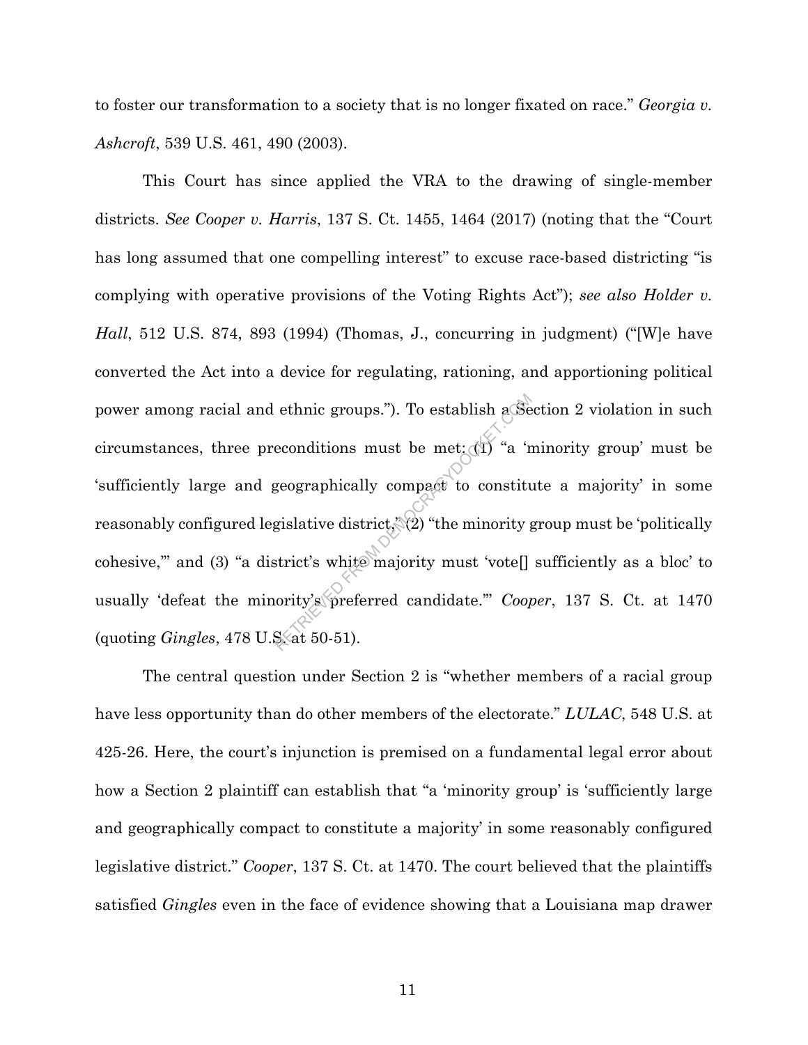to foster our transformation to a society that is no longer fixated on race." *Georgia v. Ashcroft*, 539 U.S. 461, 490 (2003).

This Court has since applied the VRA to the drawing of single-member districts. *See Cooper v. Harris*, 137 S. Ct. 1455, 1464 (2017) (noting that the "Court has long assumed that one compelling interest" to excuse race-based districting "is complying with operative provisions of the Voting Rights Act"); *see also Holder v. Hall*, 512 U.S. 874, 893 (1994) (Thomas, J., concurring in judgment) ("[W]e have converted the Act into a device for regulating, rationing, and apportioning political power among racial and ethnic groups."). To establish a Section 2 violation in such circumstances, three preconditions must be met: (1) "a 'minority group' must be 'sufficiently large and geographically compact to constitute a majority' in some reasonably configured legislative district," (2) "the minority group must be 'politically cohesive,'" and (3) "a district's white majority must 'vote[] sufficiently as a bloc' to usually 'defeat the minority's preferred candidate.'" *Cooper*, 137 S. Ct. at 1470 (quoting *Gingles*, 478 U.S. at 50-51).

The central question under Section 2 is "whether members of a racial group have less opportunity than do other members of the electorate." *LULAC*, 548 U.S. at 425-26. Here, the court's injunction is premised on a fundamental legal error about how a Section 2 plaintiff can establish that "a 'minority group' is 'sufficiently large and geographically compact to constitute a majority' in some reasonably configured legislative district." *Cooper*, 137 S. Ct. at 1470. The court believed that the plaintiffs satisfied *Gingles* even in the face of evidence showing that a Louisiana map drawer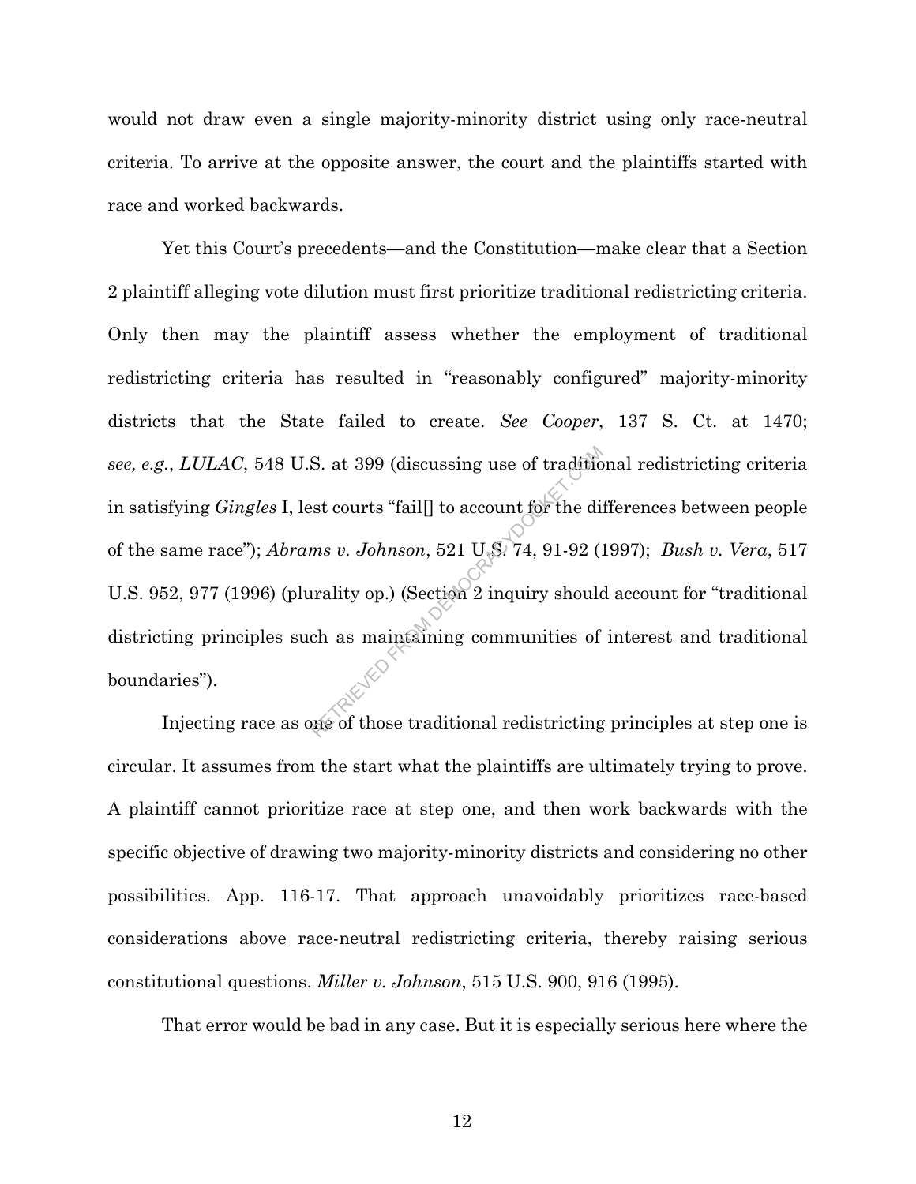would not draw even a single majority-minority district using only race-neutral criteria. To arrive at the opposite answer, the court and the plaintiffs started with race and worked backwards.

Yet this Court's precedents—and the Constitution—make clear that a Section 2 plaintiff alleging vote dilution must first prioritize traditional redistricting criteria. Only then may the plaintiff assess whether the employment of traditional redistricting criteria has resulted in "reasonably configured" majority-minority districts that the State failed to create. *See Cooper*, 137 S. Ct. at 1470; *see, e.g.*, *LULAC*, 548 U.S. at 399 (discussing use of traditional redistricting criteria in satisfying *Gingles* I, lest courts "fail[] to account for the differences between people of the same race"); *Abrams v. Johnson*, 521 U.S. 74, 91-92 (1997); *Bush v. Vera*, 517 U.S. 952, 977 (1996) (plurality op.) (Section 2 inquiry should account for "traditional districting principles such as maintaining communities of interest and traditional boundaries").

Injecting race as one of those traditional redistricting principles at step one is circular. It assumes from the start what the plaintiffs are ultimately trying to prove. A plaintiff cannot prioritize race at step one, and then work backwards with the specific objective of drawing two majority-minority districts and considering no other possibilities. App. 116-17. That approach unavoidably prioritizes race-based considerations above race-neutral redistricting criteria, thereby raising serious constitutional questions. *Miller v. Johnson*, 515 U.S. 900, 916 (1995).

That error would be bad in any case. But it is especially serious here where the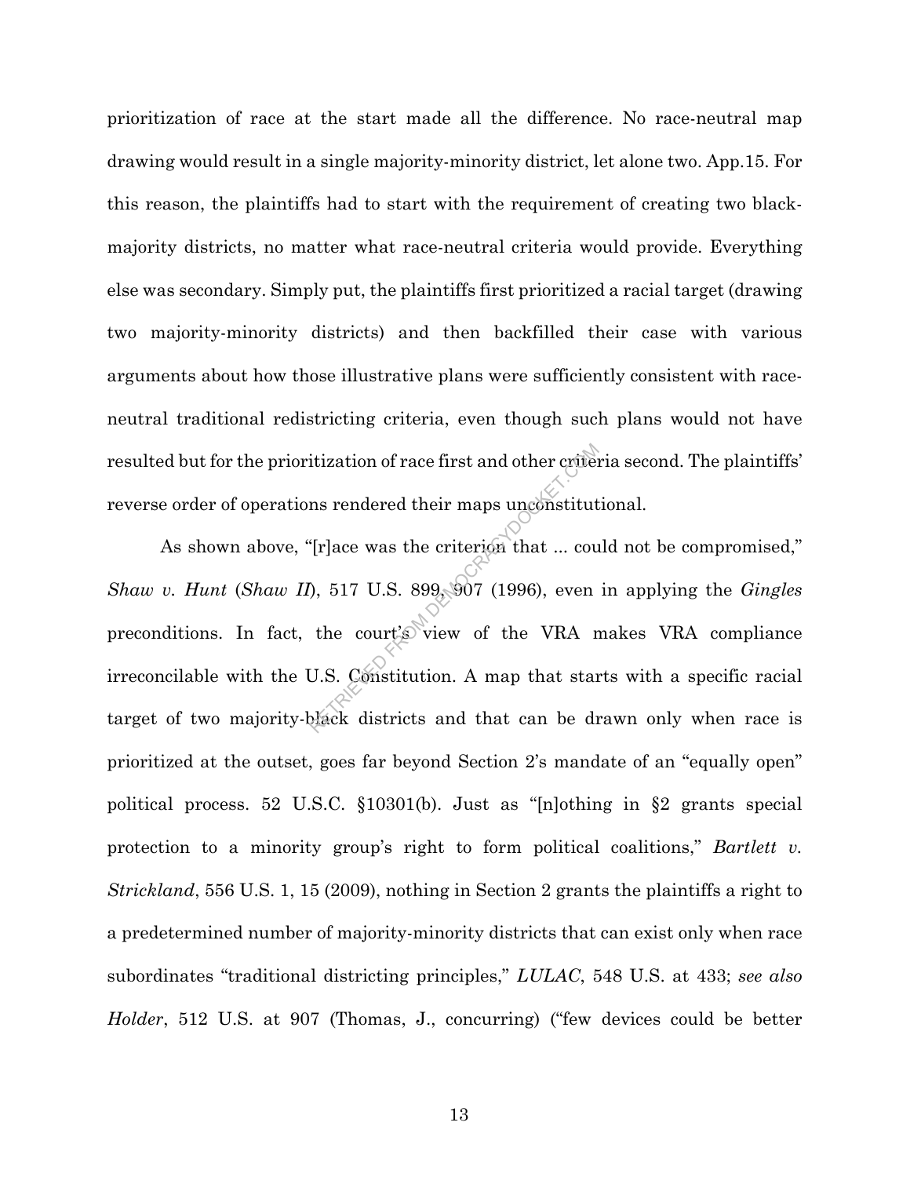prioritization of race at the start made all the difference. No race-neutral map drawing would result in a single majority-minority district, let alone two. App.15. For this reason, the plaintiffs had to start with the requirement of creating two black-majority districts, no matter what race-neutral criteria would provide. Everything else was secondary. Simply put, the plaintiffs first prioritized a racial target (drawing two majority-minority districts) and then backfilled their case with various arguments about how those illustrative plans were sufficiently consistent with race-neutral traditional redistricting criteria, even though such plans would not have resulted but for the prioritization of race first and other criteria second. The plaintiffs' reverse order of operations rendered their maps unconstitutional.

As shown above, "[r]ace was the criterion that ... could not be compromised," *Shaw v. Hunt* (*Shaw II*), 517 U.S. 899, 907 (1996), even in applying the *Gingles* preconditions. In fact, the court's view of the VRA makes VRA compliance irreconcilable with the U.S. Constitution. A map that starts with a specific racial target of two majority-black districts and that can be drawn only when race is prioritized at the outset, goes far beyond Section 2's mandate of an "equally open" political process. 52 U.S.C. §10301(b). Just as "[n]othing in §2 grants special protection to a minority group's right to form political coalitions," *Bartlett v. Strickland*, 556 U.S. 1, 15 (2009), nothing in Section 2 grants the plaintiffs a right to a predetermined number of majority-minority districts that can exist only when race subordinates "traditional districting principles," *LULAC*, 548 U.S. at 433; *see also Holder*, 512 U.S. at 907 (Thomas, J., concurring) ("few devices could be better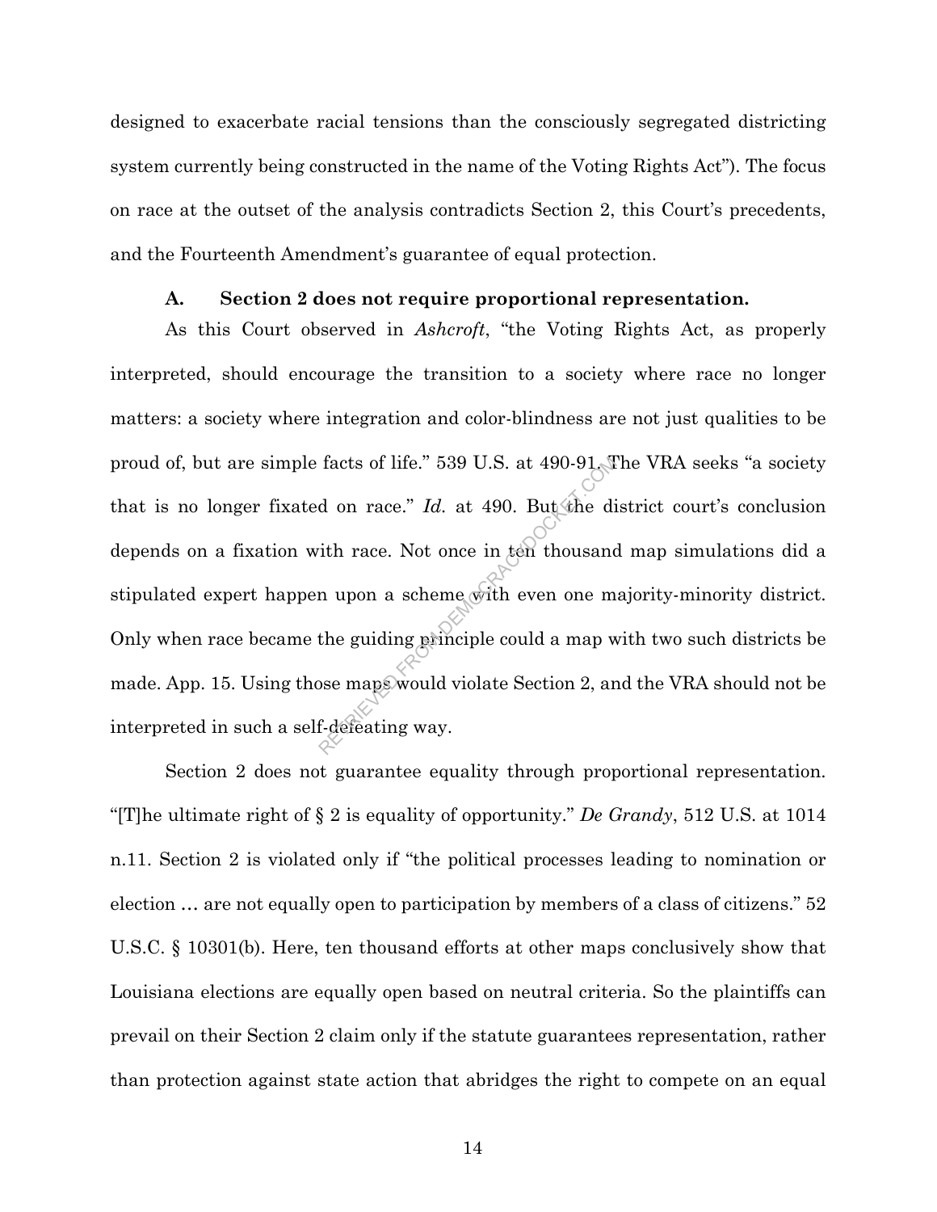designed to exacerbate racial tensions than the consciously segregated districting system currently being constructed in the name of the Voting Rights Act"). The focus on race at the outset of the analysis contradicts Section 2, this Court's precedents, and the Fourteenth Amendment's guarantee of equal protection.

### A. Section 2 does not require proportional representation.

As this Court observed in *Ashcroft*, "the Voting Rights Act, as properly interpreted, should encourage the transition to a society where race no longer matters: a society where integration and color-blindness are not just qualities to be proud of, but are simple facts of life." 539 U.S. at 490-91. The VRA seeks "a society that is no longer fixated on race." *Id.* at 490. But the district court's conclusion depends on a fixation with race. Not once in ten thousand map simulations did a stipulated expert happen upon a scheme with even one majority-minority district. Only when race became the guiding principle could a map with two such districts be made. App. 15. Using those maps would violate Section 2, and the VRA should not be interpreted in such a self-defeating way.

Section 2 does not guarantee equality through proportional representation. "[T]he ultimate right of § 2 is equality of opportunity." *De Grandy*, 512 U.S. at 1014 n.11. Section 2 is violated only if "the political processes leading to nomination or election … are not equally open to participation by members of a class of citizens." 52 U.S.C. § 10301(b). Here, ten thousand efforts at other maps conclusively show that Louisiana elections are equally open based on neutral criteria. So the plaintiffs can prevail on their Section 2 claim only if the statute guarantees representation, rather than protection against state action that abridges the right to compete on an equal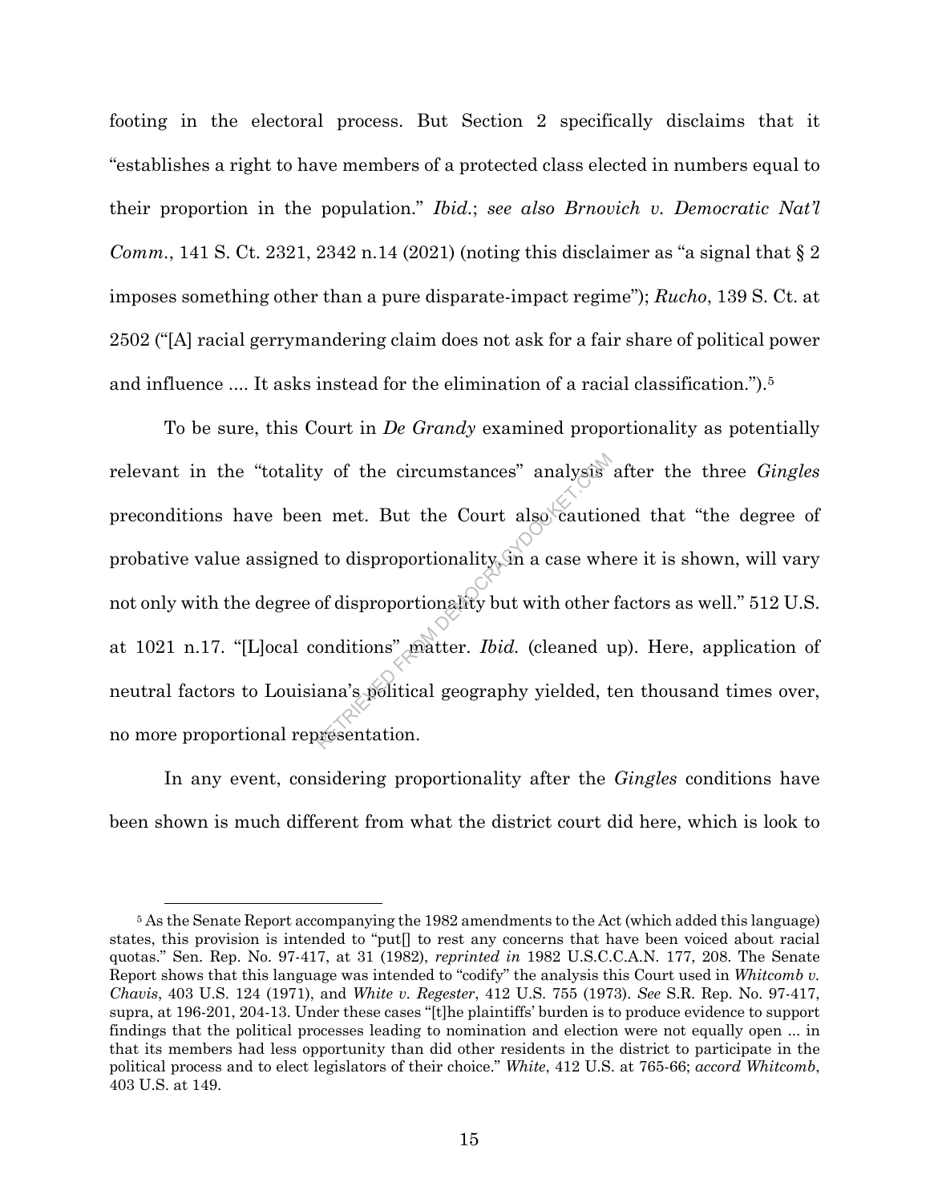footing in the electoral process. But Section 2 specifically disclaims that it "establishes a right to have members of a protected class elected in numbers equal to their proportion in the population." *Ibid.*; *see also Brnovich v. Democratic Nat'l Comm.*, 141 S. Ct. 2321, 2342 n.14 (2021) (noting this disclaimer as "a signal that § 2 imposes something other than a pure disparate-impact regime"); *Rucho*, 139 S. Ct. at 2502 ("[A] racial gerrymandering claim does not ask for a fair share of political power and influence .... It asks instead for the elimination of a racial classification.").[5]

To be sure, this Court in *De Grandy* examined proportionality as potentially relevant in the "totality of the circumstances" analysis after the three *Gingles* preconditions have been met. But the Court also cautioned that "the degree of probative value assigned to disproportionality, in a case where it is shown, will vary not only with the degree of disproportionality but with other factors as well." 512 U.S. at 1021 n.17. "[L]ocal conditions" matter. *Ibid.* (cleaned up). Here, application of neutral factors to Louisiana's political geography yielded, ten thousand times over, no more proportional representation.

In any event, considering proportionality after the *Gingles* conditions have been shown is much different from what the district court did here, which is look to

---

[5] As the Senate Report accompanying the 1982 amendments to the Act (which added this language) states, this provision is intended to "put[] to rest any concerns that have been voiced about racial quotas." Sen. Rep. No. 97-417, at 31 (1982), *reprinted in* 1982 U.S.C.C.A.N. 177, 208. The Senate Report shows that this language was intended to "codify" the analysis this Court used in *Whitcomb v. Chavis*, 403 U.S. 124 (1971), and *White v. Regester*, 412 U.S. 755 (1973). *See* S.R. Rep. No. 97-417, supra, at 196-201, 204-13. Under these cases "[t]he plaintiffs' burden is to produce evidence to support findings that the political processes leading to nomination and election were not equally open ... in that its members had less opportunity than did other residents in the district to participate in the political process and to elect legislators of their choice." *White*, 412 U.S. at 765-66; *accord Whitcomb*, 403 U.S. at 149.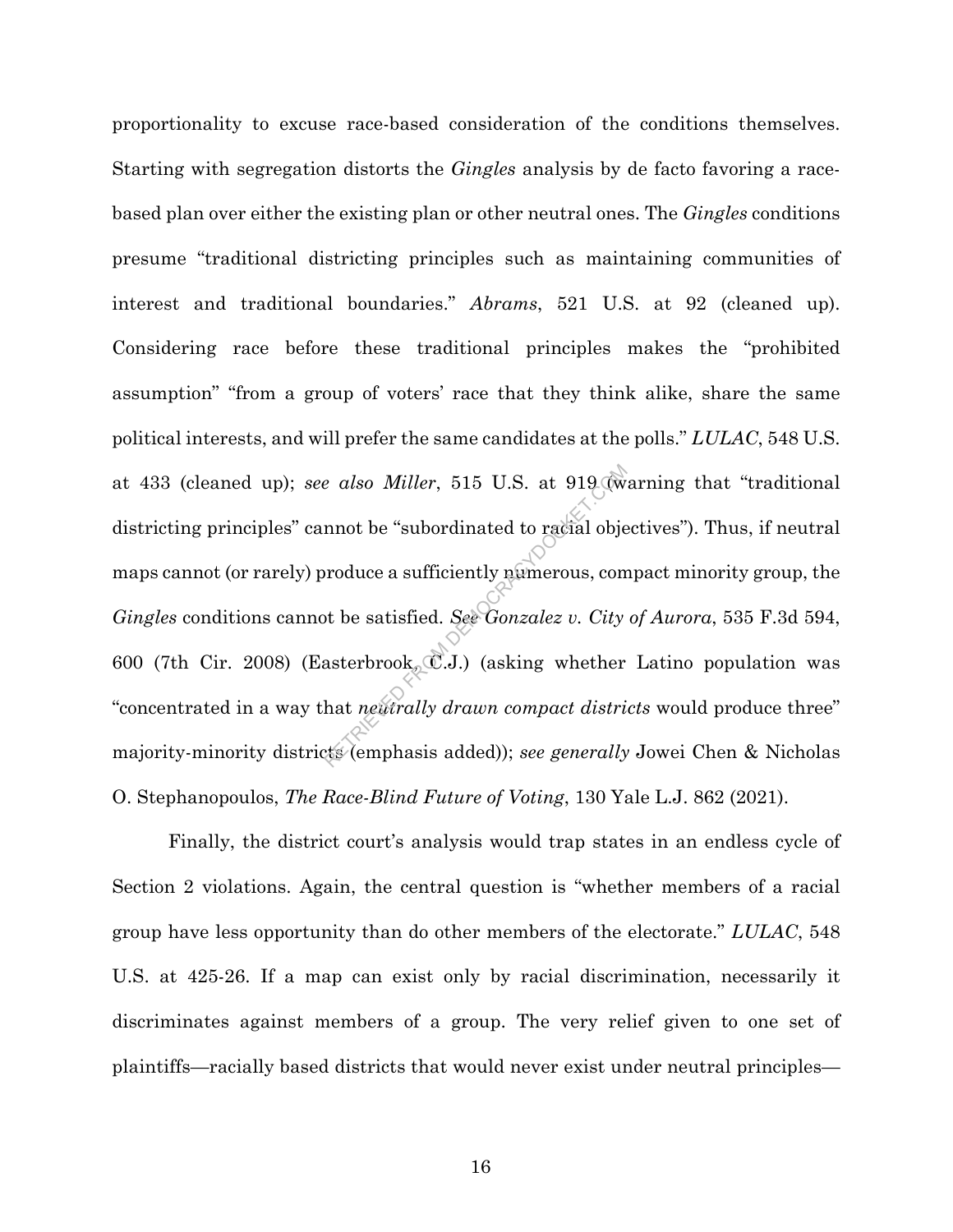proportionality to excuse race-based consideration of the conditions themselves. Starting with segregation distorts the *Gingles* analysis by de facto favoring a race-based plan over either the existing plan or other neutral ones. The *Gingles* conditions presume "traditional districting principles such as maintaining communities of interest and traditional boundaries." *Abrams*, 521 U.S. at 92 (cleaned up). Considering race before these traditional principles makes the "prohibited assumption" "from a group of voters' race that they think alike, share the same political interests, and will prefer the same candidates at the polls." *LULAC*, 548 U.S. at 433 (cleaned up); *see also Miller*, 515 U.S. at 919 (warning that "traditional districting principles" cannot be "subordinated to racial objectives"). Thus, if neutral maps cannot (or rarely) produce a sufficiently numerous, compact minority group, the *Gingles* conditions cannot be satisfied. *See Gonzalez v. City of Aurora*, 535 F.3d 594, 600 (7th Cir. 2008) (Easterbrook, C.J.) (asking whether Latino population was "concentrated in a way that *neutrally drawn compact districts* would produce three" majority-minority districts (emphasis added)); *see generally* Jowei Chen & Nicholas O. Stephanopoulos, *The Race-Blind Future of Voting*, 130 Yale L.J. 862 (2021).

Finally, the district court's analysis would trap states in an endless cycle of Section 2 violations. Again, the central question is "whether members of a racial group have less opportunity than do other members of the electorate." *LULAC*, 548 U.S. at 425-26. If a map can exist only by racial discrimination, necessarily it discriminates against members of a group. The very relief given to one set of plaintiffs—racially based districts that would never exist under neutral principles—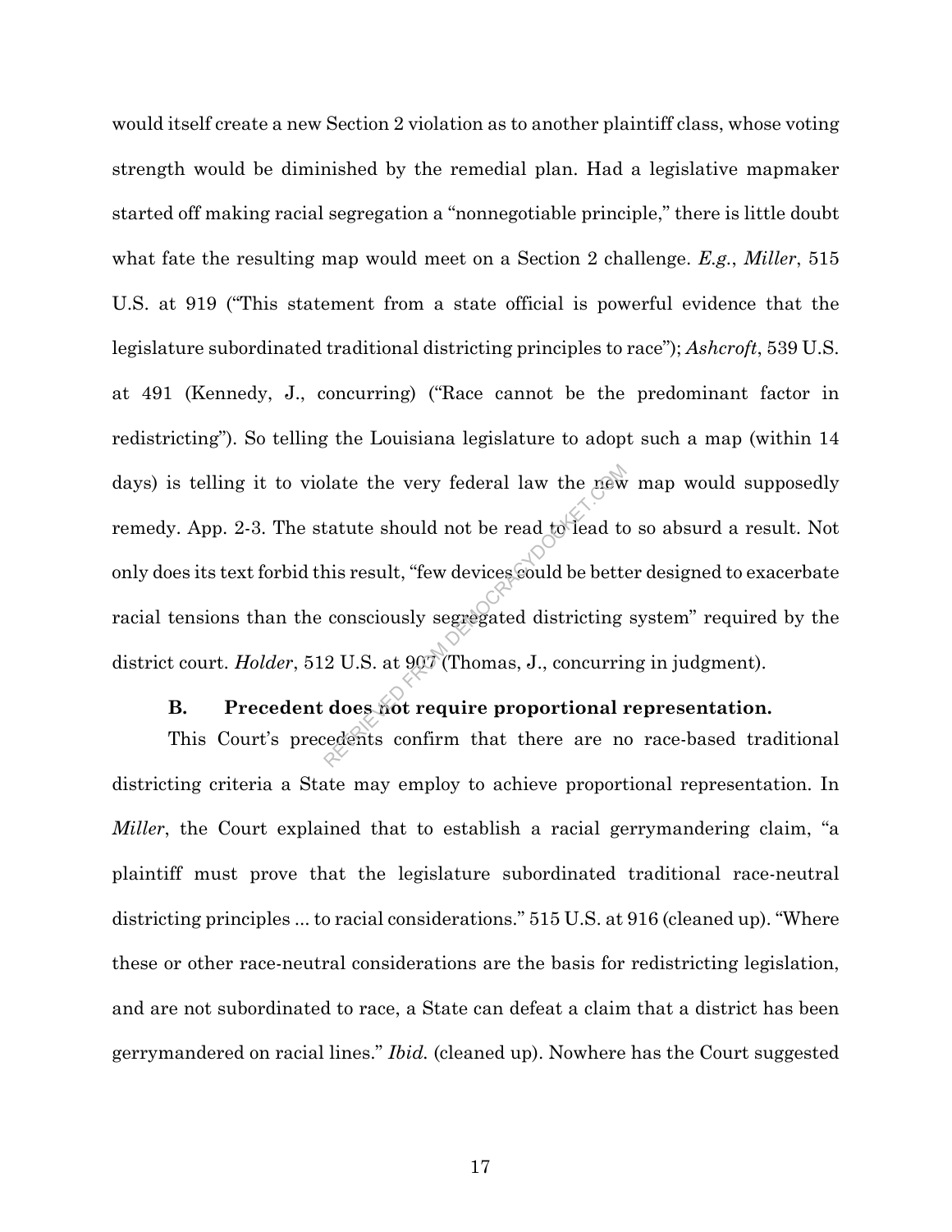would itself create a new Section 2 violation as to another plaintiff class, whose voting strength would be diminished by the remedial plan. Had a legislative mapmaker started off making racial segregation a "nonnegotiable principle," there is little doubt what fate the resulting map would meet on a Section 2 challenge. *E.g.*, *Miller*, 515 U.S. at 919 ("This statement from a state official is powerful evidence that the legislature subordinated traditional districting principles to race"); *Ashcroft*, 539 U.S. at 491 (Kennedy, J., concurring) ("Race cannot be the predominant factor in redistricting"). So telling the Louisiana legislature to adopt such a map (within 14 days) is telling it to violate the very federal law the new map would supposedly remedy. App. 2-3. The statute should not be read to lead to so absurd a result. Not only does its text forbid this result, "few devices could be better designed to exacerbate racial tensions than the consciously segregated districting system" required by the district court. *Holder*, 512 U.S. at 907 (Thomas, J., concurring in judgment).

### B. Precedent does not require proportional representation.

This Court's precedents confirm that there are no race-based traditional districting criteria a State may employ to achieve proportional representation. In *Miller*, the Court explained that to establish a racial gerrymandering claim, "a plaintiff must prove that the legislature subordinated traditional race-neutral districting principles ... to racial considerations." 515 U.S. at 916 (cleaned up). "Where these or other race-neutral considerations are the basis for redistricting legislation, and are not subordinated to race, a State can defeat a claim that a district has been gerrymandered on racial lines." *Ibid.* (cleaned up). Nowhere has the Court suggested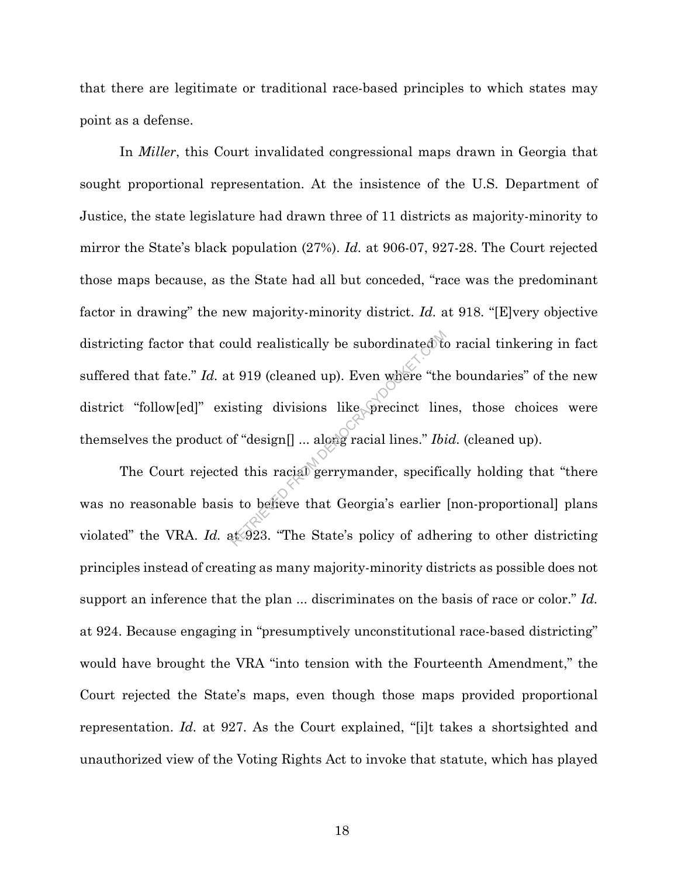that there are legitimate or traditional race-based principles to which states may point as a defense.

In *Miller*, this Court invalidated congressional maps drawn in Georgia that sought proportional representation. At the insistence of the U.S. Department of Justice, the state legislature had drawn three of 11 districts as majority-minority to mirror the State's black population (27%). *Id.* at 906-07, 927-28. The Court rejected those maps because, as the State had all but conceded, "race was the predominant factor in drawing" the new majority-minority district. *Id.* at 918. "[E]very objective districting factor that could realistically be subordinated to racial tinkering in fact suffered that fate." *Id.* at 919 (cleaned up). Even where "the boundaries" of the new district "follow[ed]" existing divisions like precinct lines, those choices were themselves the product of "design[] ... along racial lines." *Ibid.* (cleaned up).

The Court rejected this racial gerrymander, specifically holding that "there was no reasonable basis to believe that Georgia's earlier [non-proportional] plans violated" the VRA. *Id.* at 923. "The State's policy of adhering to other districting principles instead of creating as many majority-minority districts as possible does not support an inference that the plan ... discriminates on the basis of race or color." *Id.* at 924. Because engaging in "presumptively unconstitutional race-based districting" would have brought the VRA "into tension with the Fourteenth Amendment," the Court rejected the State's maps, even though those maps provided proportional representation. *Id.* at 927. As the Court explained, "[i]t takes a shortsighted and unauthorized view of the Voting Rights Act to invoke that statute, which has played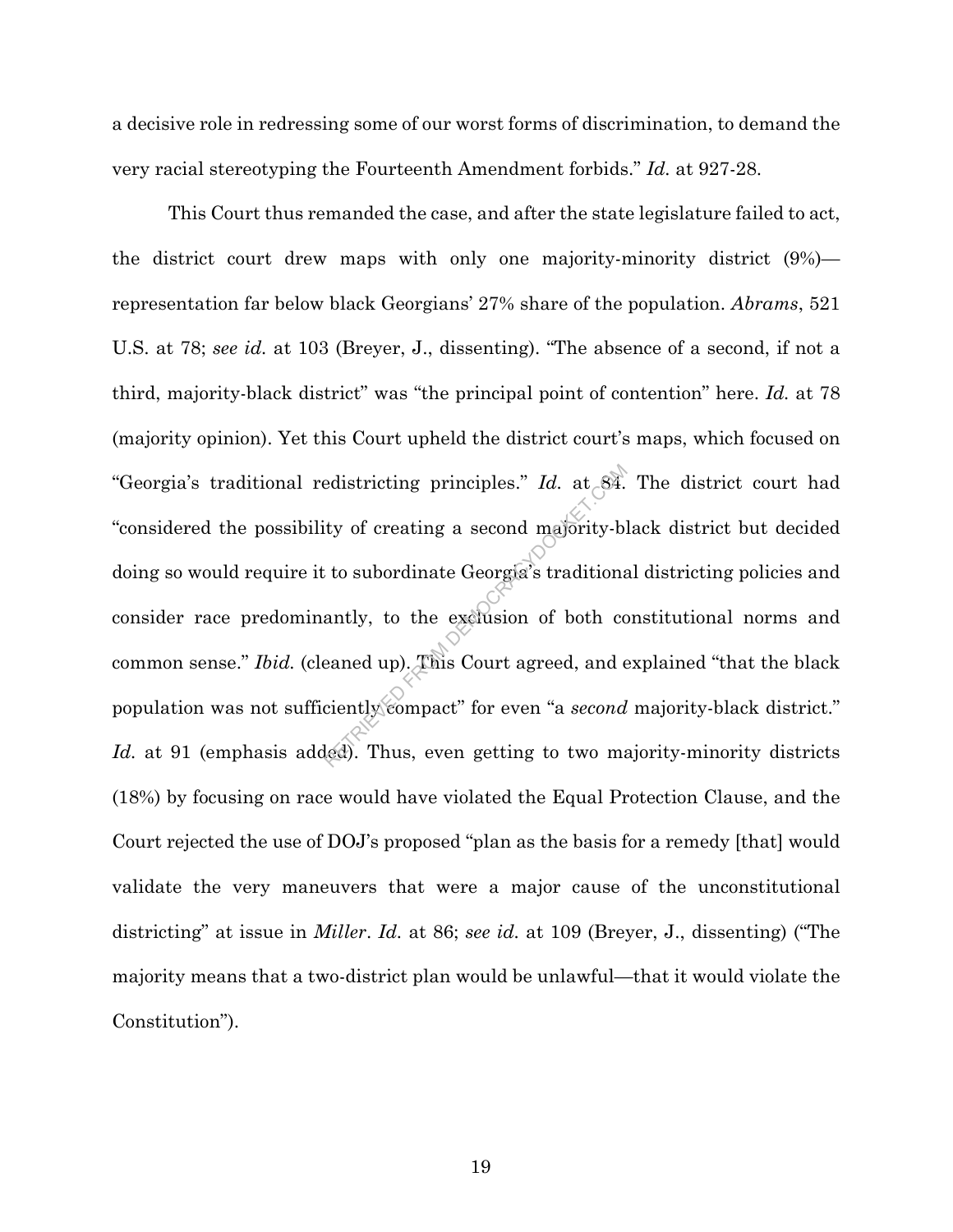a decisive role in redressing some of our worst forms of discrimination, to demand the very racial stereotyping the Fourteenth Amendment forbids." *Id.* at 927-28.

This Court thus remanded the case, and after the state legislature failed to act, the district court drew maps with only one majority-minority district (9%)—representation far below black Georgians' 27% share of the population. *Abrams*, 521 U.S. at 78; *see id.* at 103 (Breyer, J., dissenting). "The absence of a second, if not a third, majority-black district" was "the principal point of contention" here. *Id.* at 78 (majority opinion). Yet this Court upheld the district court's maps, which focused on "Georgia's traditional redistricting principles." *Id.* at 84. The district court had "considered the possibility of creating a second majority-black district but decided doing so would require it to subordinate Georgia's traditional districting policies and consider race predominantly, to the exclusion of both constitutional norms and common sense." *Ibid.* (cleaned up). This Court agreed, and explained "that the black population was not sufficiently compact" for even "a *second* majority-black district." *Id.* at 91 (emphasis added). Thus, even getting to two majority-minority districts (18%) by focusing on race would have violated the Equal Protection Clause, and the Court rejected the use of DOJ's proposed "plan as the basis for a remedy [that] would validate the very maneuvers that were a major cause of the unconstitutional districting" at issue in *Miller*. *Id.* at 86; *see id.* at 109 (Breyer, J., dissenting) ("The majority means that a two-district plan would be unlawful—that it would violate the Constitution").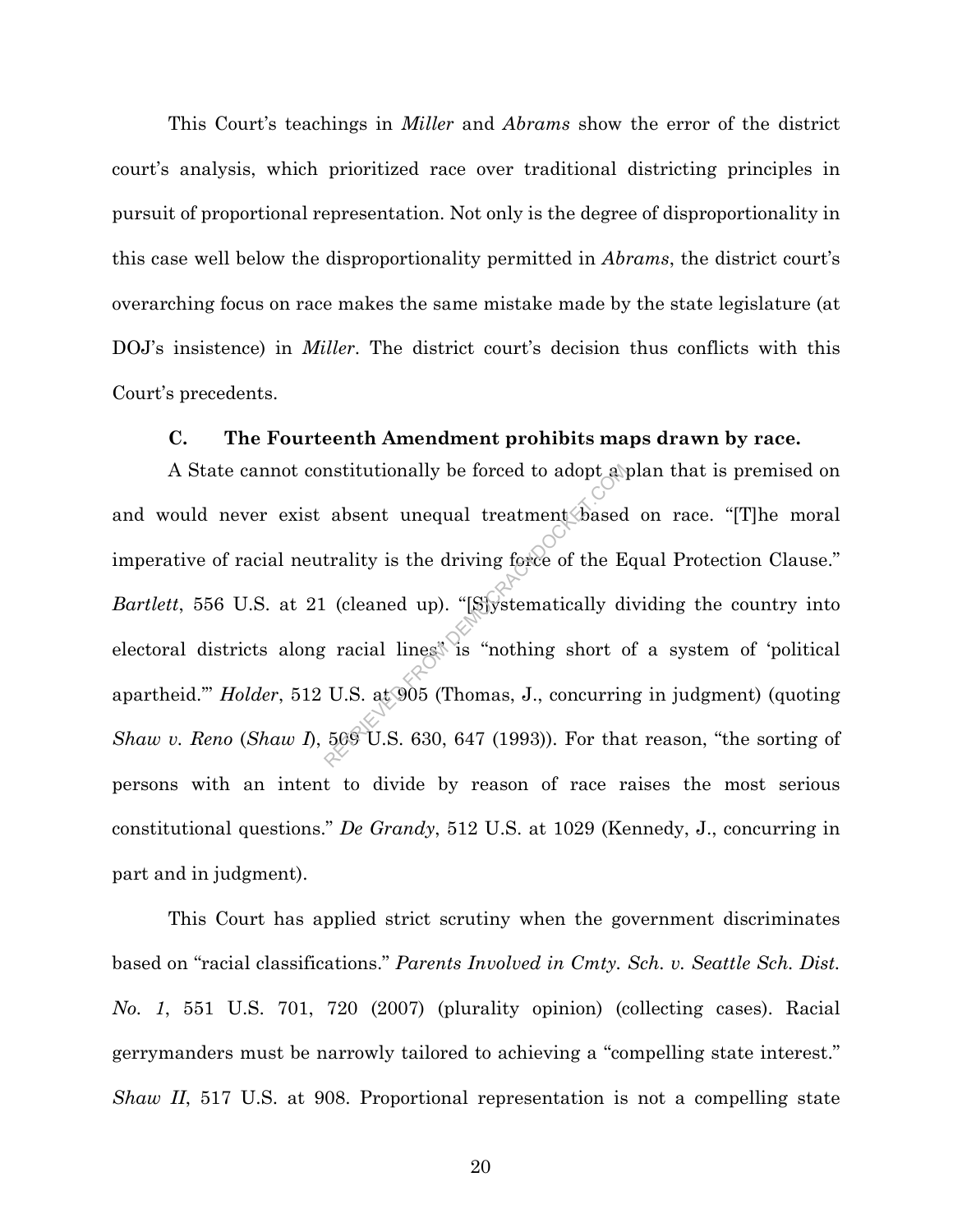This Court's teachings in *Miller* and *Abrams* show the error of the district court's analysis, which prioritized race over traditional districting principles in pursuit of proportional representation. Not only is the degree of disproportionality in this case well below the disproportionality permitted in *Abrams*, the district court's overarching focus on race makes the same mistake made by the state legislature (at DOJ's insistence) in *Miller*. The district court's decision thus conflicts with this Court's precedents.

### C. The Fourteenth Amendment prohibits maps drawn by race.

A State cannot constitutionally be forced to adopt a plan that is premised on and would never exist absent unequal treatment based on race. "[T]he moral imperative of racial neutrality is the driving force of the Equal Protection Clause." *Bartlett*, 556 U.S. at 21 (cleaned up). "[S]ystematically dividing the country into electoral districts along racial lines" is "nothing short of a system of 'political apartheid.'" *Holder*, 512 U.S. at 905 (Thomas, J., concurring in judgment) (quoting *Shaw v. Reno* (*Shaw I*), 509 U.S. 630, 647 (1993)). For that reason, "the sorting of persons with an intent to divide by reason of race raises the most serious constitutional questions." *De Grandy*, 512 U.S. at 1029 (Kennedy, J., concurring in part and in judgment).

This Court has applied strict scrutiny when the government discriminates based on "racial classifications." *Parents Involved in Cmty. Sch. v. Seattle Sch. Dist. No. 1*, 551 U.S. 701, 720 (2007) (plurality opinion) (collecting cases). Racial gerrymanders must be narrowly tailored to achieving a "compelling state interest." *Shaw II*, 517 U.S. at 908. Proportional representation is not a compelling state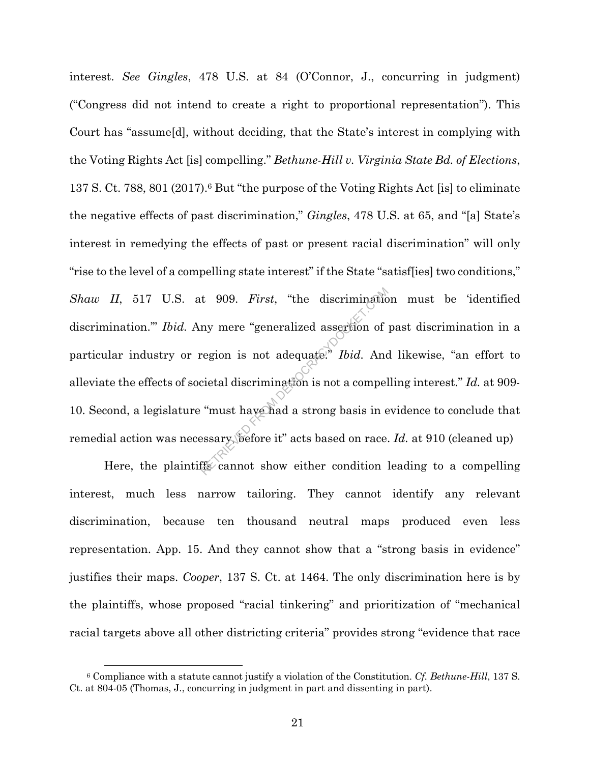interest. *See Gingles*, 478 U.S. at 84 (O'Connor, J., concurring in judgment) ("Congress did not intend to create a right to proportional representation"). This Court has "assume[d], without deciding, that the State's interest in complying with the Voting Rights Act [is] compelling." *Bethune-Hill v. Virginia State Bd. of Elections*, 137 S. Ct. 788, 801 (2017).[6] But "the purpose of the Voting Rights Act [is] to eliminate the negative effects of past discrimination," *Gingles*, 478 U.S. at 65, and "[a] State's interest in remedying the effects of past or present racial discrimination" will only "rise to the level of a compelling state interest" if the State "satisf[ies] two conditions," *Shaw II*, 517 U.S. at 909. *First*, "the discrimination must be 'identified discrimination.'" *Ibid.* Any mere "generalized assertion of past discrimination in a particular industry or region is not adequate." *Ibid.* And likewise, "an effort to alleviate the effects of societal discrimination is not a compelling interest." *Id.* at 909-10. Second, a legislature "must have had a strong basis in evidence to conclude that remedial action was necessary, before it" acts based on race. *Id.* at 910 (cleaned up)

Here, the plaintiffs cannot show either condition leading to a compelling interest, much less narrow tailoring. They cannot identify any relevant discrimination, because ten thousand neutral maps produced even less representation. App. 15. And they cannot show that a "strong basis in evidence" justifies their maps. *Cooper*, 137 S. Ct. at 1464. The only discrimination here is by the plaintiffs, whose proposed "racial tinkering" and prioritization of "mechanical racial targets above all other districting criteria" provides strong "evidence that race

[6] Compliance with a statute cannot justify a violation of the Constitution. *Cf. Bethune-Hill*, 137 S. Ct. at 804-05 (Thomas, J., concurring in judgment in part and dissenting in part).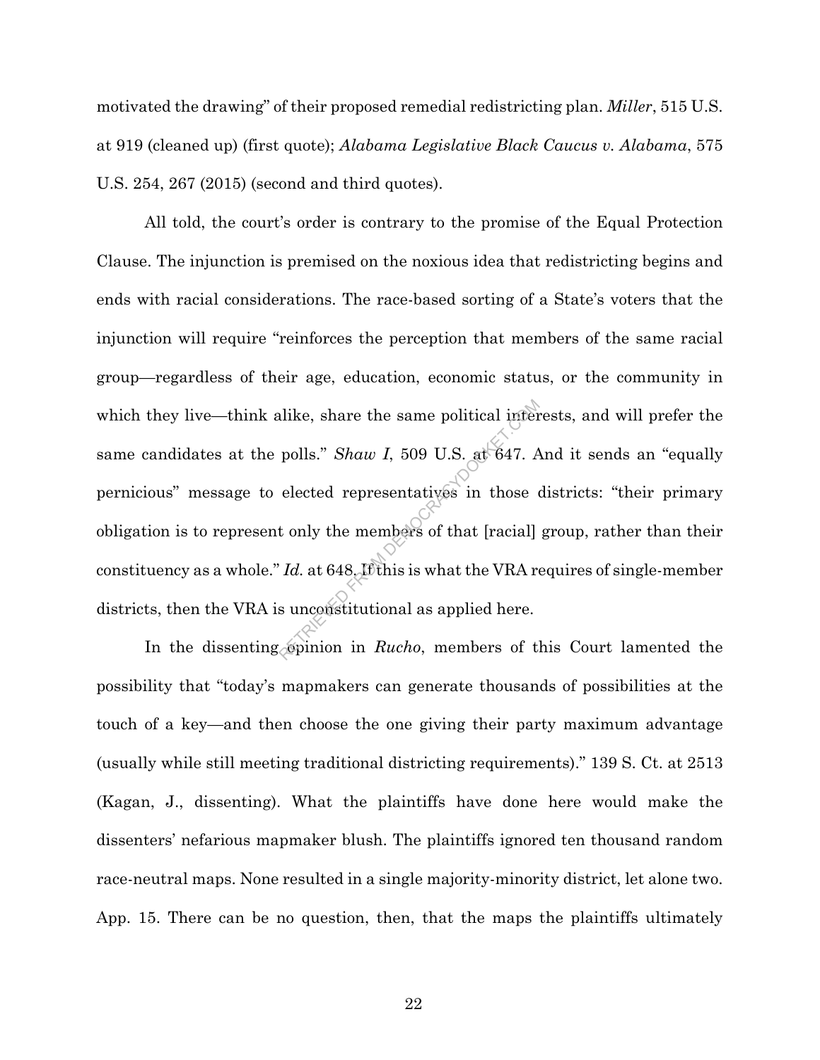motivated the drawing" of their proposed remedial redistricting plan. *Miller*, 515 U.S. at 919 (cleaned up) (first quote); *Alabama Legislative Black Caucus v. Alabama*, 575 U.S. 254, 267 (2015) (second and third quotes).

All told, the court's order is contrary to the promise of the Equal Protection Clause. The injunction is premised on the noxious idea that redistricting begins and ends with racial considerations. The race-based sorting of a State's voters that the injunction will require "reinforces the perception that members of the same racial group—regardless of their age, education, economic status, or the community in which they live—think alike, share the same political interests, and will prefer the same candidates at the polls." *Shaw I*, 509 U.S. at 647. And it sends an "equally pernicious" message to elected representatives in those districts: "their primary obligation is to represent only the members of that [racial] group, rather than their constituency as a whole." *Id.* at 648. If this is what the VRA requires of single-member districts, then the VRA is unconstitutional as applied here.

In the dissenting opinion in *Rucho*, members of this Court lamented the possibility that "today's mapmakers can generate thousands of possibilities at the touch of a key—and then choose the one giving their party maximum advantage (usually while still meeting traditional districting requirements)." 139 S. Ct. at 2513 (Kagan, J., dissenting). What the plaintiffs have done here would make the dissenters' nefarious mapmaker blush. The plaintiffs ignored ten thousand random race-neutral maps. None resulted in a single majority-minority district, let alone two. App. 15. There can be no question, then, that the maps the plaintiffs ultimately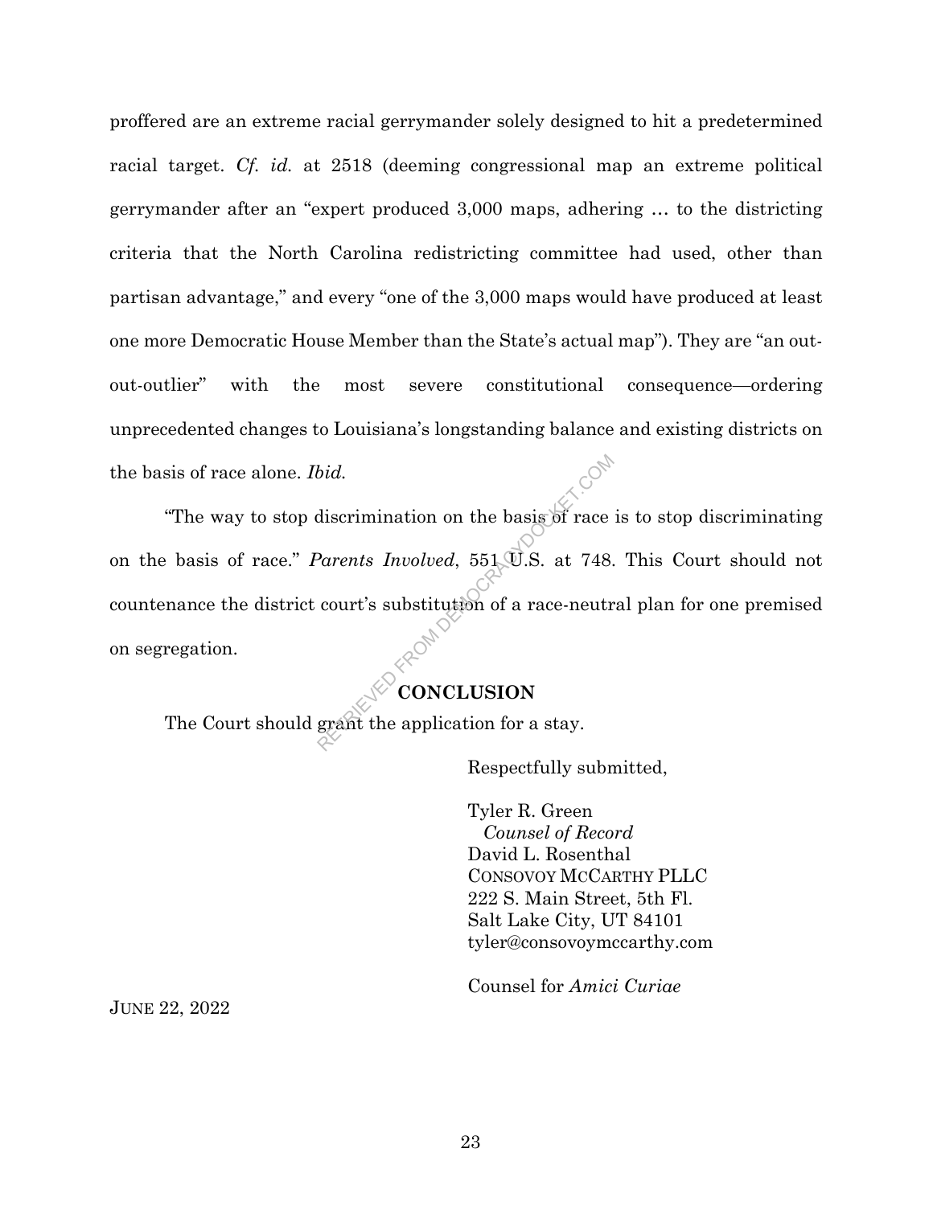proffered are an extreme racial gerrymander solely designed to hit a predetermined racial target. *Cf. id.* at 2518 (deeming congressional map an extreme political gerrymander after an "expert produced 3,000 maps, adhering … to the districting criteria that the North Carolina redistricting committee had used, other than partisan advantage," and every "one of the 3,000 maps would have produced at least one more Democratic House Member than the State's actual map"). They are "an out-out-outlier" with the most severe constitutional consequence—ordering unprecedented changes to Louisiana's longstanding balance and existing districts on the basis of race alone. *Ibid.*

"The way to stop discrimination on the basis of race is to stop discriminating on the basis of race." *Parents Involved*, 551 U.S. at 748. This Court should not countenance the district court's substitution of a race-neutral plan for one premised on segregation.

## CONCLUSION

The Court should grant the application for a stay.

Respectfully submitted,

Tyler R. Green
*Counsel of Record*
David L. Rosenthal
CONSOVOY MCCARTHY PLLC
222 S. Main Street, 5th Fl.
Salt Lake City, UT 84101
tyler@consovoymccarthy.com

Counsel for *Amici Curiae*

JUNE 22, 2022